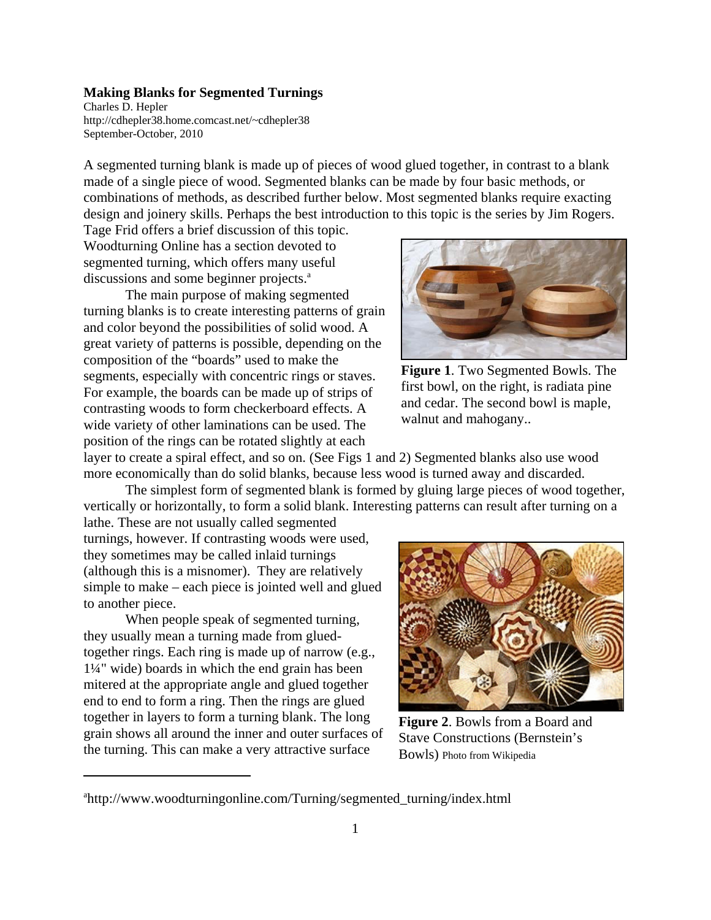**Making Blanks for Segmented Turnings**

Charles D. Hepler
http://cdhepler38.home.comcast.net/~cdhepler38
September-October, 2010

A segmented turning blank is made up of pieces of wood glued together, in contrast to a blank made of a single piece of wood. Segmented blanks can be made by four basic methods, or combinations of methods, as described further below. Most segmented blanks require exacting design and joinery skills. Perhaps the best introduction to this topic is the series by Jim Rogers. Tage Frid offers a brief discussion of this topic. Woodturning Online has a section devoted to segmented turning, which offers many useful discussions and some beginner projects.[a]

The main purpose of making segmented turning blanks is to create interesting patterns of grain and color beyond the possibilities of solid wood. A great variety of patterns is possible, depending on the composition of the "boards" used to make the segments, especially with concentric rings or staves. For example, the boards can be made up of strips of contrasting woods to form checkerboard effects. A wide variety of other laminations can be used. The position of the rings can be rotated slightly at each layer to create a spiral effect, and so on. (See Figs 1 and 2) Segmented blanks also use wood more economically than do solid blanks, because less wood is turned away and discarded.

**Figure 1**. Two Segmented Bowls. The first bowl, on the right, is radiata pine and cedar. The second bowl is maple, walnut and mahogany..

The simplest form of segmented blank is formed by gluing large pieces of wood together, vertically or horizontally, to form a solid blank. Interesting patterns can result after turning on a lathe. These are not usually called segmented turnings, however. If contrasting woods were used, they sometimes may be called inlaid turnings (although this is a misnomer). They are relatively simple to make – each piece is jointed well and glued to another piece.

When people speak of segmented turning, they usually mean a turning made from glued-together rings. Each ring is made up of narrow (e.g., 1¼" wide) boards in which the end grain has been mitered at the appropriate angle and glued together end to end to form a ring. Then the rings are glued together in layers to form a turning blank. The long grain shows all around the inner and outer surfaces of the turning. This can make a very attractive surface

**Figure 2**. Bowls from a Board and Stave Constructions (Bernstein's Bowls) Photo from Wikipedia

[a]http://www.woodturningonline.com/Turning/segmented_turning/index.html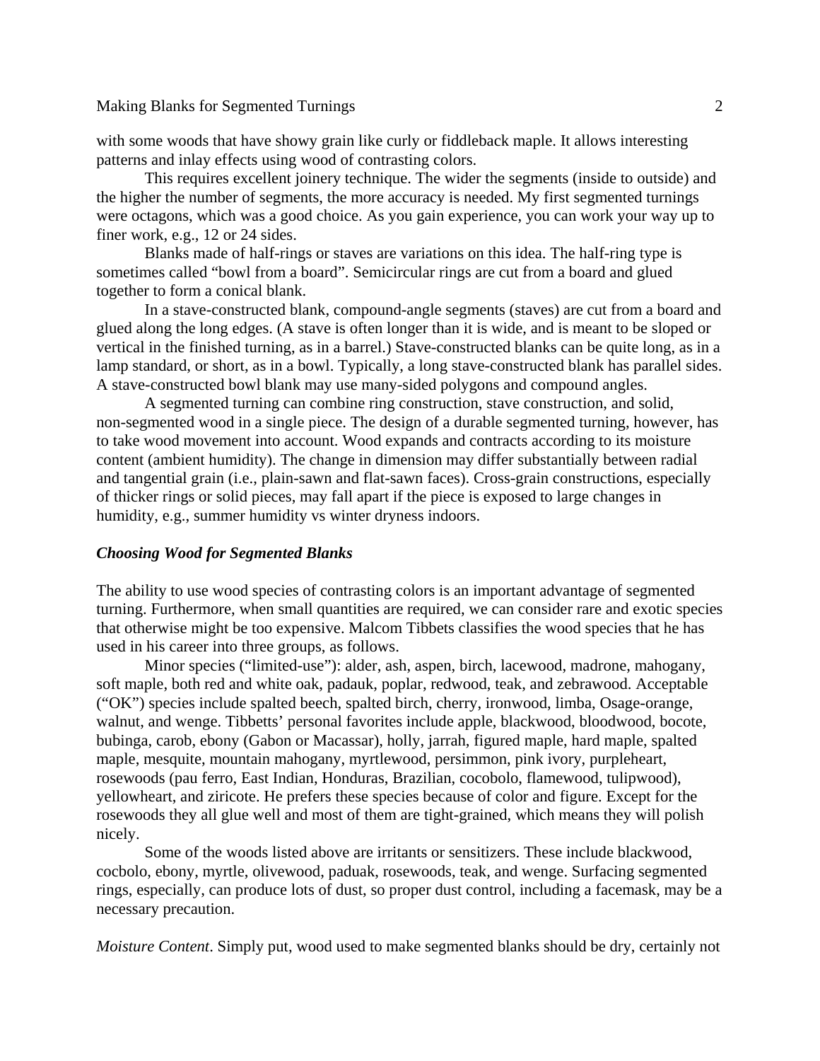with some woods that have showy grain like curly or fiddleback maple. It allows interesting patterns and inlay effects using wood of contrasting colors.

This requires excellent joinery technique. The wider the segments (inside to outside) and the higher the number of segments, the more accuracy is needed. My first segmented turnings were octagons, which was a good choice. As you gain experience, you can work your way up to finer work, e.g., 12 or 24 sides.

Blanks made of half-rings or staves are variations on this idea. The half-ring type is sometimes called "bowl from a board". Semicircular rings are cut from a board and glued together to form a conical blank.

In a stave-constructed blank, compound-angle segments (staves) are cut from a board and glued along the long edges. (A stave is often longer than it is wide, and is meant to be sloped or vertical in the finished turning, as in a barrel.) Stave-constructed blanks can be quite long, as in a lamp standard, or short, as in a bowl. Typically, a long stave-constructed blank has parallel sides. A stave-constructed bowl blank may use many-sided polygons and compound angles.

A segmented turning can combine ring construction, stave construction, and solid, non-segmented wood in a single piece. The design of a durable segmented turning, however, has to take wood movement into account. Wood expands and contracts according to its moisture content (ambient humidity). The change in dimension may differ substantially between radial and tangential grain (i.e., plain-sawn and flat-sawn faces). Cross-grain constructions, especially of thicker rings or solid pieces, may fall apart if the piece is exposed to large changes in humidity, e.g., summer humidity vs winter dryness indoors.

### *Choosing Wood for Segmented Blanks*

The ability to use wood species of contrasting colors is an important advantage of segmented turning. Furthermore, when small quantities are required, we can consider rare and exotic species that otherwise might be too expensive. Malcom Tibbets classifies the wood species that he has used in his career into three groups, as follows.

Minor species ("limited-use"): alder, ash, aspen, birch, lacewood, madrone, mahogany, soft maple, both red and white oak, padauk, poplar, redwood, teak, and zebrawood. Acceptable ("OK") species include spalted beech, spalted birch, cherry, ironwood, limba, Osage-orange, walnut, and wenge. Tibbetts' personal favorites include apple, blackwood, bloodwood, bocote, bubinga, carob, ebony (Gabon or Macassar), holly, jarrah, figured maple, hard maple, spalted maple, mesquite, mountain mahogany, myrtlewood, persimmon, pink ivory, purpleheart, rosewoods (pau ferro, East Indian, Honduras, Brazilian, cocobolo, flamewood, tulipwood), yellowheart, and ziricote. He prefers these species because of color and figure. Except for the rosewoods they all glue well and most of them are tight-grained, which means they will polish nicely.

Some of the woods listed above are irritants or sensitizers. These include blackwood, cocbolo, ebony, myrtle, olivewood, paduak, rosewoods, teak, and wenge. Surfacing segmented rings, especially, can produce lots of dust, so proper dust control, including a facemask, may be a necessary precaution.

*Moisture Content*. Simply put, wood used to make segmented blanks should be dry, certainly not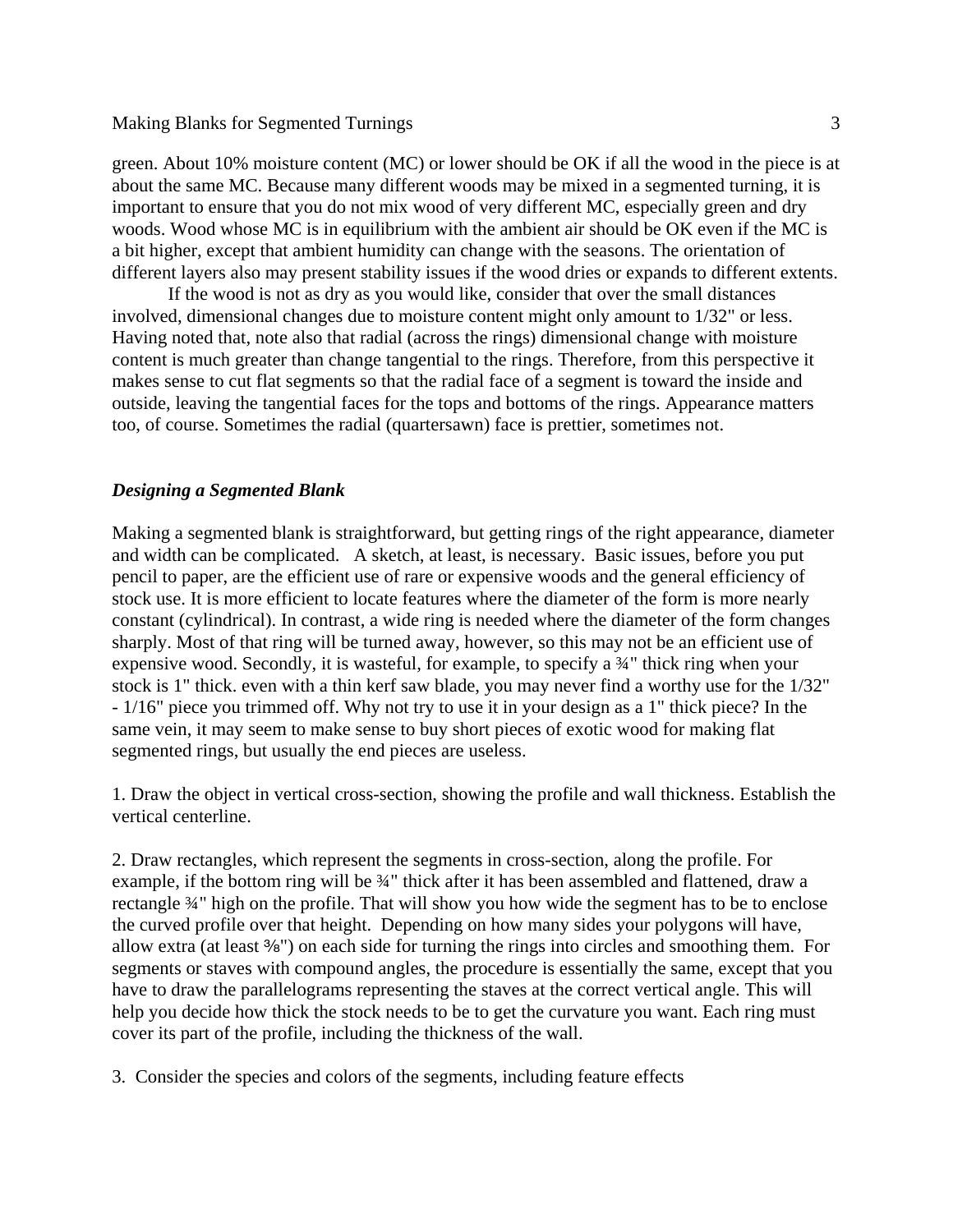green. About 10% moisture content (MC) or lower should be OK if all the wood in the piece is at about the same MC. Because many different woods may be mixed in a segmented turning, it is important to ensure that you do not mix wood of very different MC, especially green and dry woods. Wood whose MC is in equilibrium with the ambient air should be OK even if the MC is a bit higher, except that ambient humidity can change with the seasons. The orientation of different layers also may present stability issues if the wood dries or expands to different extents.

If the wood is not as dry as you would like, consider that over the small distances involved, dimensional changes due to moisture content might only amount to 1/32" or less. Having noted that, note also that radial (across the rings) dimensional change with moisture content is much greater than change tangential to the rings. Therefore, from this perspective it makes sense to cut flat segments so that the radial face of a segment is toward the inside and outside, leaving the tangential faces for the tops and bottoms of the rings. Appearance matters too, of course. Sometimes the radial (quartersawn) face is prettier, sometimes not.

### *Designing a Segmented Blank*

Making a segmented blank is straightforward, but getting rings of the right appearance, diameter and width can be complicated. A sketch, at least, is necessary. Basic issues, before you put pencil to paper, are the efficient use of rare or expensive woods and the general efficiency of stock use. It is more efficient to locate features where the diameter of the form is more nearly constant (cylindrical). In contrast, a wide ring is needed where the diameter of the form changes sharply. Most of that ring will be turned away, however, so this may not be an efficient use of expensive wood. Secondly, it is wasteful, for example, to specify a ¾" thick ring when your stock is 1" thick. even with a thin kerf saw blade, you may never find a worthy use for the 1/32" - 1/16" piece you trimmed off. Why not try to use it in your design as a 1" thick piece? In the same vein, it may seem to make sense to buy short pieces of exotic wood for making flat segmented rings, but usually the end pieces are useless.

1. Draw the object in vertical cross-section, showing the profile and wall thickness. Establish the vertical centerline.

2. Draw rectangles, which represent the segments in cross-section, along the profile. For example, if the bottom ring will be ¾" thick after it has been assembled and flattened, draw a rectangle ¾" high on the profile. That will show you how wide the segment has to be to enclose the curved profile over that height. Depending on how many sides your polygons will have, allow extra (at least ⅜") on each side for turning the rings into circles and smoothing them. For segments or staves with compound angles, the procedure is essentially the same, except that you have to draw the parallelograms representing the staves at the correct vertical angle. This will help you decide how thick the stock needs to be to get the curvature you want. Each ring must cover its part of the profile, including the thickness of the wall.

3. Consider the species and colors of the segments, including feature effects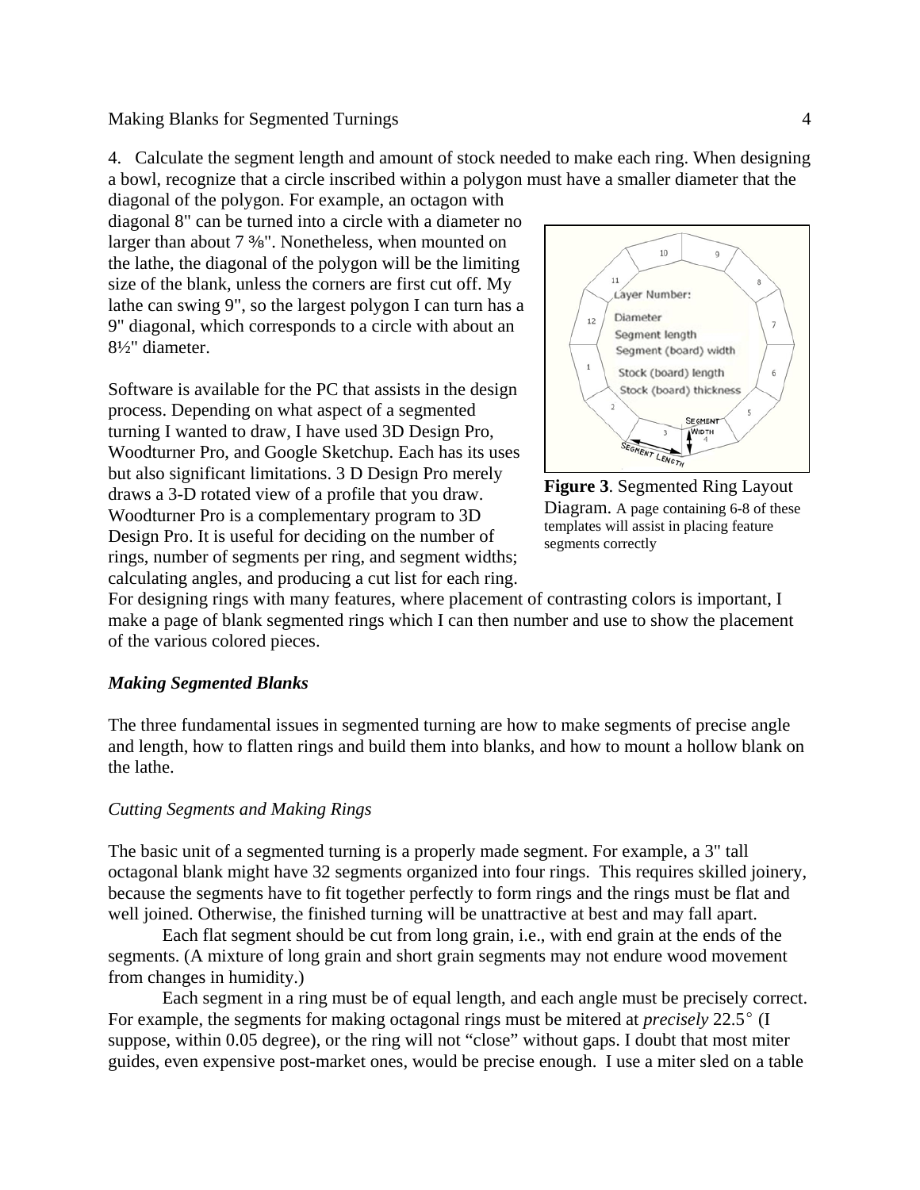4. Calculate the segment length and amount of stock needed to make each ring. When designing a bowl, recognize that a circle inscribed within a polygon must have a smaller diameter that the diagonal of the polygon. For example, an octagon with diagonal 8" can be turned into a circle with a diameter no larger than about 7 ⅜". Nonetheless, when mounted on the lathe, the diagonal of the polygon will be the limiting size of the blank, unless the corners are first cut off. My lathe can swing 9", so the largest polygon I can turn has a 9" diagonal, which corresponds to a circle with about an 8½" diameter.

**Figure 3**. Segmented Ring Layout Diagram. A page containing 6-8 of these templates will assist in placing feature segments correctly

Software is available for the PC that assists in the design process. Depending on what aspect of a segmented turning I wanted to draw, I have used 3D Design Pro, Woodturner Pro, and Google Sketchup. Each has its uses but also significant limitations. 3 D Design Pro merely draws a 3-D rotated view of a profile that you draw. Woodturner Pro is a complementary program to 3D Design Pro. It is useful for deciding on the number of rings, number of segments per ring, and segment widths; calculating angles, and producing a cut list for each ring. For designing rings with many features, where placement of contrasting colors is important, I make a page of blank segmented rings which I can then number and use to show the placement of the various colored pieces.

### *Making Segmented Blanks*

The three fundamental issues in segmented turning are how to make segments of precise angle and length, how to flatten rings and build them into blanks, and how to mount a hollow blank on the lathe.

#### *Cutting Segments and Making Rings*

The basic unit of a segmented turning is a properly made segment. For example, a 3" tall octagonal blank might have 32 segments organized into four rings. This requires skilled joinery, because the segments have to fit together perfectly to form rings and the rings must be flat and well joined. Otherwise, the finished turning will be unattractive at best and may fall apart.

Each flat segment should be cut from long grain, i.e., with end grain at the ends of the segments. (A mixture of long grain and short grain segments may not endure wood movement from changes in humidity.)

Each segment in a ring must be of equal length, and each angle must be precisely correct. For example, the segments for making octagonal rings must be mitered at *precisely* 22.5° (I suppose, within 0.05 degree), or the ring will not "close" without gaps. I doubt that most miter guides, even expensive post-market ones, would be precise enough. I use a miter sled on a table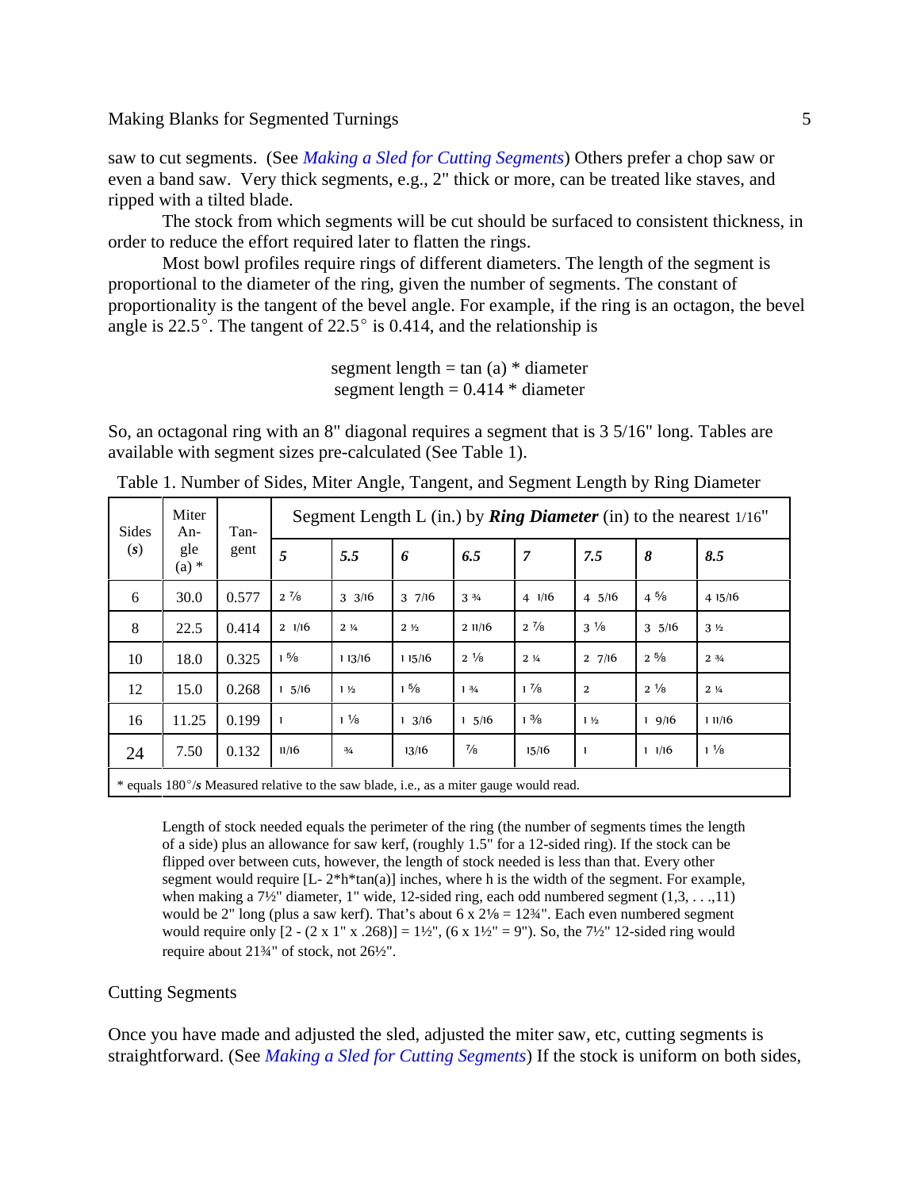saw to cut segments. (See *Making a Sled for Cutting Segments*) Others prefer a chop saw or even a band saw. Very thick segments, e.g., 2" thick or more, can be treated like staves, and ripped with a tilted blade.

The stock from which segments will be cut should be surfaced to consistent thickness, in order to reduce the effort required later to flatten the rings.

Most bowl profiles require rings of different diameters. The length of the segment is proportional to the diameter of the ring, given the number of segments. The constant of proportionality is the tangent of the bevel angle. For example, if the ring is an octagon, the bevel angle is 22.5°. The tangent of 22.5° is 0.414, and the relationship is

$$\text{segment length} = \tan(a) * \text{diameter}$$
$$\text{segment length} = 0.414 * \text{diameter}$$

So, an octagonal ring with an 8" diagonal requires a segment that is 3 5/16" long. Tables are available with segment sizes pre-calculated (See Table 1).

Table 1. Number of Sides, Miter Angle, Tangent, and Segment Length by Ring Diameter

| Sides (*s*) | Miter Angle (a) * | Tangent | Segment Length L (in.) by ***Ring Diameter*** (in) to the nearest 1/16" | | | | | | | |
|---|---|---|---|---|---|---|---|---|---|---|
| | | | ***5*** | ***5.5*** | ***6*** | ***6.5*** | ***7*** | ***7.5*** | ***8*** | ***8.5*** |
| 6 | 30.0 | 0.577 | 2 ⅞ | 3 3/16 | 3 7/16 | 3 ¾ | 4 1/16 | 4 5/16 | 4 ⅝ | 4 15/16 |
| 8 | 22.5 | 0.414 | 2 1/16 | 2 ¼ | 2 ½ | 2 11/16 | 2 ⅞ | 3 ⅛ | 3 5/16 | 3 ½ |
| 10 | 18.0 | 0.325 | 1 ⅝ | 1 13/16 | 1 15/16 | 2 ⅛ | 2 ¼ | 2 7/16 | 2 ⅝ | 2 ¾ |
| 12 | 15.0 | 0.268 | 1 5/16 | 1 ½ | 1 ⅝ | 1 ¾ | 1 ⅞ | 2 | 2 ⅛ | 2 ¼ |
| 16 | 11.25 | 0.199 | 1 | 1 ⅛ | 1 3/16 | 1 5/16 | 1 ⅜ | 1 ½ | 1 9/16 | 1 11/16 |
| 24 | 7.50 | 0.132 | 11/16 | ¾ | 13/16 | ⅞ | 15/16 | 1 | 1 1/16 | 1 ⅛ |
| * equals 180°/*s* Measured relative to the saw blade, i.e., as a miter gauge would read. | | | | | | | | | | |

Length of stock needed equals the perimeter of the ring (the number of segments times the length of a side) plus an allowance for saw kerf, (roughly 1.5" for a 12-sided ring). If the stock can be flipped over between cuts, however, the length of stock needed is less than that. Every other segment would require [L- 2*h*tan(a)] inches, where h is the width of the segment. For example, when making a 7½" diameter, 1" wide, 12-sided ring, each odd numbered segment (1,3, . . .,11) would be 2" long (plus a saw kerf). That's about 6 x 2⅛ = 12¾". Each even numbered segment would require only [2 - (2 x 1" x .268)] = 1½", (6 x 1½" = 9"). So, the 7½" 12-sided ring would require about 21¾" of stock, not 26½".

## Cutting Segments

Once you have made and adjusted the sled, adjusted the miter saw, etc, cutting segments is straightforward. (See *Making a Sled for Cutting Segments*) If the stock is uniform on both sides,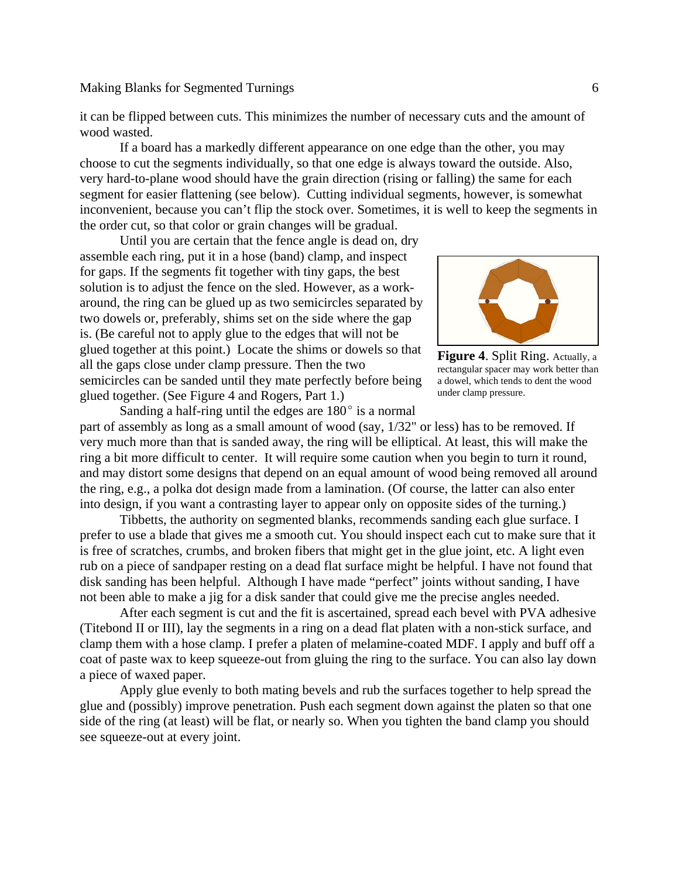it can be flipped between cuts. This minimizes the number of necessary cuts and the amount of wood wasted.

If a board has a markedly different appearance on one edge than the other, you may choose to cut the segments individually, so that one edge is always toward the outside. Also, very hard-to-plane wood should have the grain direction (rising or falling) the same for each segment for easier flattening (see below). Cutting individual segments, however, is somewhat inconvenient, because you can't flip the stock over. Sometimes, it is well to keep the segments in the order cut, so that color or grain changes will be gradual.

Until you are certain that the fence angle is dead on, dry assemble each ring, put it in a hose (band) clamp, and inspect for gaps. If the segments fit together with tiny gaps, the best solution is to adjust the fence on the sled. However, as a work-around, the ring can be glued up as two semicircles separated by two dowels or, preferably, shims set on the side where the gap is. (Be careful not to apply glue to the edges that will not be glued together at this point.) Locate the shims or dowels so that all the gaps close under clamp pressure. Then the two semicircles can be sanded until they mate perfectly before being glued together. (See Figure 4 and Rogers, Part 1.)

**Figure 4**. Split Ring. Actually, a rectangular spacer may work better than a dowel, which tends to dent the wood under clamp pressure.

Sanding a half-ring until the edges are 180° is a normal part of assembly as long as a small amount of wood (say, 1/32" or less) has to be removed. If very much more than that is sanded away, the ring will be elliptical. At least, this will make the ring a bit more difficult to center. It will require some caution when you begin to turn it round, and may distort some designs that depend on an equal amount of wood being removed all around the ring, e.g., a polka dot design made from a lamination. (Of course, the latter can also enter into design, if you want a contrasting layer to appear only on opposite sides of the turning.)

Tibbetts, the authority on segmented blanks, recommends sanding each glue surface. I prefer to use a blade that gives me a smooth cut. You should inspect each cut to make sure that it is free of scratches, crumbs, and broken fibers that might get in the glue joint, etc. A light even rub on a piece of sandpaper resting on a dead flat surface might be helpful. I have not found that disk sanding has been helpful. Although I have made "perfect" joints without sanding, I have not been able to make a jig for a disk sander that could give me the precise angles needed.

After each segment is cut and the fit is ascertained, spread each bevel with PVA adhesive (Titebond II or III), lay the segments in a ring on a dead flat platen with a non-stick surface, and clamp them with a hose clamp. I prefer a platen of melamine-coated MDF. I apply and buff off a coat of paste wax to keep squeeze-out from gluing the ring to the surface. You can also lay down a piece of waxed paper.

Apply glue evenly to both mating bevels and rub the surfaces together to help spread the glue and (possibly) improve penetration. Push each segment down against the platen so that one side of the ring (at least) will be flat, or nearly so. When you tighten the band clamp you should see squeeze-out at every joint.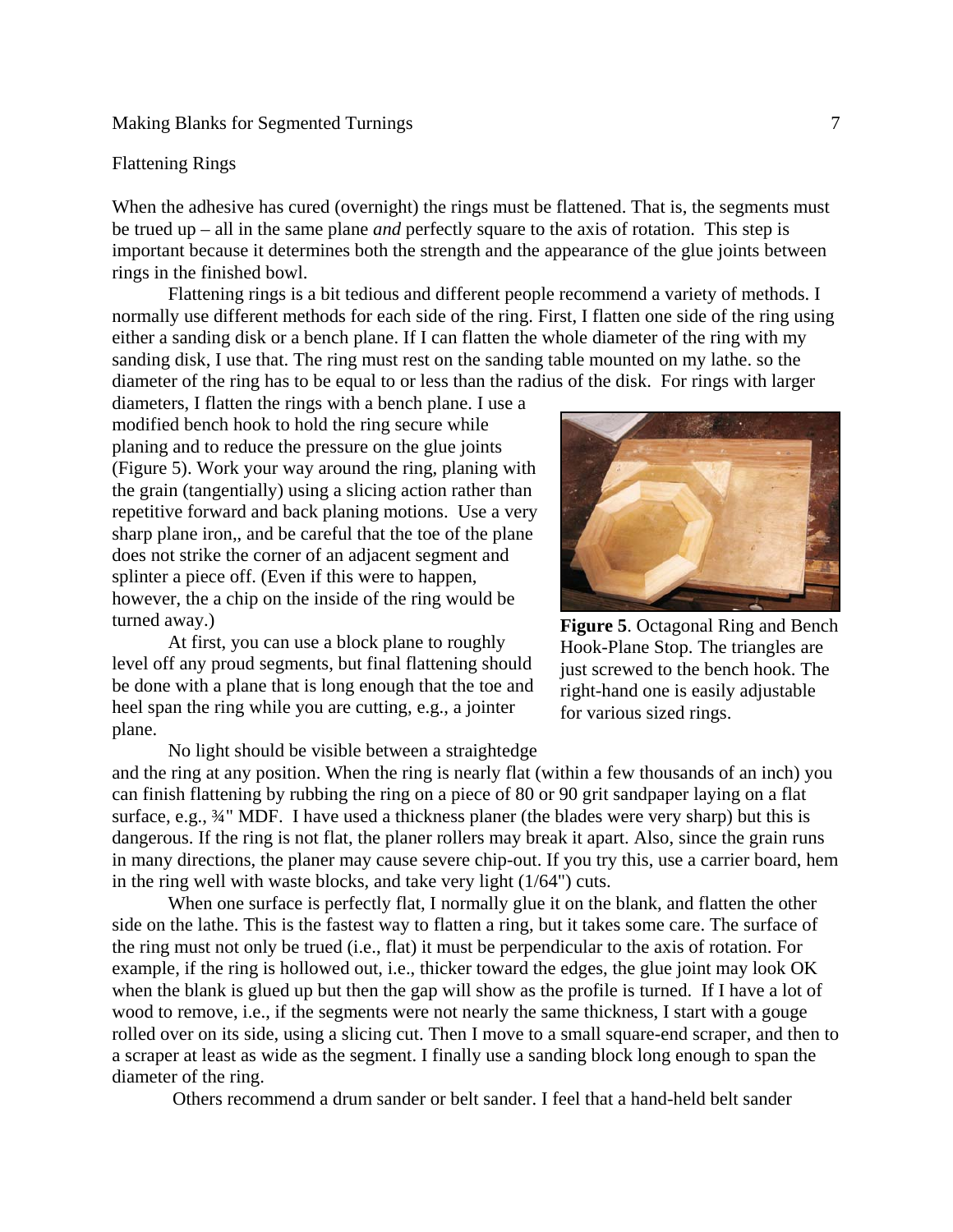## Flattening Rings

When the adhesive has cured (overnight) the rings must be flattened. That is, the segments must be trued up – all in the same plane *and* perfectly square to the axis of rotation. This step is important because it determines both the strength and the appearance of the glue joints between rings in the finished bowl.

Flattening rings is a bit tedious and different people recommend a variety of methods. I normally use different methods for each side of the ring. First, I flatten one side of the ring using either a sanding disk or a bench plane. If I can flatten the whole diameter of the ring with my sanding disk, I use that. The ring must rest on the sanding table mounted on my lathe. so the diameter of the ring has to be equal to or less than the radius of the disk. For rings with larger diameters, I flatten the rings with a bench plane. I use a modified bench hook to hold the ring secure while planing and to reduce the pressure on the glue joints (Figure 5). Work your way around the ring, planing with the grain (tangentially) using a slicing action rather than repetitive forward and back planing motions. Use a very sharp plane iron,, and be careful that the toe of the plane does not strike the corner of an adjacent segment and splinter a piece off. (Even if this were to happen, however, the a chip on the inside of the ring would be turned away.)

**Figure 5**. Octagonal Ring and Bench Hook-Plane Stop. The triangles are just screwed to the bench hook. The right-hand one is easily adjustable for various sized rings.

At first, you can use a block plane to roughly level off any proud segments, but final flattening should be done with a plane that is long enough that the toe and heel span the ring while you are cutting, e.g., a jointer plane.

No light should be visible between a straightedge and the ring at any position. When the ring is nearly flat (within a few thousands of an inch) you can finish flattening by rubbing the ring on a piece of 80 or 90 grit sandpaper laying on a flat surface, e.g., ¾" MDF. I have used a thickness planer (the blades were very sharp) but this is dangerous. If the ring is not flat, the planer rollers may break it apart. Also, since the grain runs in many directions, the planer may cause severe chip-out. If you try this, use a carrier board, hem in the ring well with waste blocks, and take very light (1/64") cuts.

When one surface is perfectly flat, I normally glue it on the blank, and flatten the other side on the lathe. This is the fastest way to flatten a ring, but it takes some care. The surface of the ring must not only be trued (i.e., flat) it must be perpendicular to the axis of rotation. For example, if the ring is hollowed out, i.e., thicker toward the edges, the glue joint may look OK when the blank is glued up but then the gap will show as the profile is turned. If I have a lot of wood to remove, i.e., if the segments were not nearly the same thickness, I start with a gouge rolled over on its side, using a slicing cut. Then I move to a small square-end scraper, and then to a scraper at least as wide as the segment. I finally use a sanding block long enough to span the diameter of the ring.

Others recommend a drum sander or belt sander. I feel that a hand-held belt sander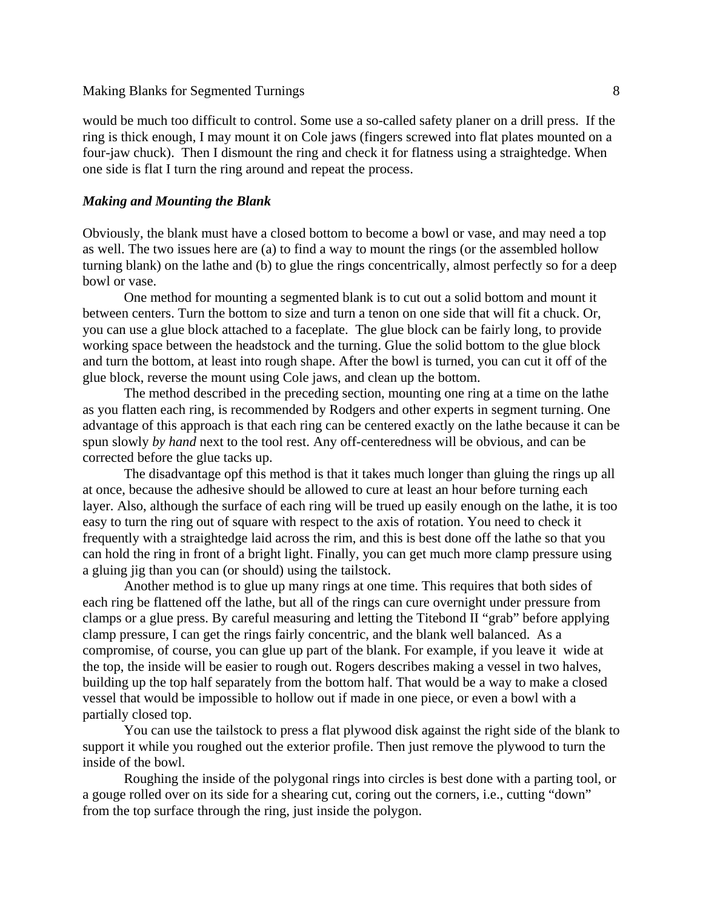would be much too difficult to control. Some use a so-called safety planer on a drill press. If the ring is thick enough, I may mount it on Cole jaws (fingers screwed into flat plates mounted on a four-jaw chuck). Then I dismount the ring and check it for flatness using a straightedge. When one side is flat I turn the ring around and repeat the process.

### *Making and Mounting the Blank*

Obviously, the blank must have a closed bottom to become a bowl or vase, and may need a top as well. The two issues here are (a) to find a way to mount the rings (or the assembled hollow turning blank) on the lathe and (b) to glue the rings concentrically, almost perfectly so for a deep bowl or vase.

One method for mounting a segmented blank is to cut out a solid bottom and mount it between centers. Turn the bottom to size and turn a tenon on one side that will fit a chuck. Or, you can use a glue block attached to a faceplate. The glue block can be fairly long, to provide working space between the headstock and the turning. Glue the solid bottom to the glue block and turn the bottom, at least into rough shape. After the bowl is turned, you can cut it off of the glue block, reverse the mount using Cole jaws, and clean up the bottom.

The method described in the preceding section, mounting one ring at a time on the lathe as you flatten each ring, is recommended by Rodgers and other experts in segment turning. One advantage of this approach is that each ring can be centered exactly on the lathe because it can be spun slowly *by hand* next to the tool rest. Any off-centeredness will be obvious, and can be corrected before the glue tacks up.

The disadvantage opf this method is that it takes much longer than gluing the rings up all at once, because the adhesive should be allowed to cure at least an hour before turning each layer. Also, although the surface of each ring will be trued up easily enough on the lathe, it is too easy to turn the ring out of square with respect to the axis of rotation. You need to check it frequently with a straightedge laid across the rim, and this is best done off the lathe so that you can hold the ring in front of a bright light. Finally, you can get much more clamp pressure using a gluing jig than you can (or should) using the tailstock.

Another method is to glue up many rings at one time. This requires that both sides of each ring be flattened off the lathe, but all of the rings can cure overnight under pressure from clamps or a glue press. By careful measuring and letting the Titebond II “grab” before applying clamp pressure, I can get the rings fairly concentric, and the blank well balanced. As a compromise, of course, you can glue up part of the blank. For example, if you leave it wide at the top, the inside will be easier to rough out. Rogers describes making a vessel in two halves, building up the top half separately from the bottom half. That would be a way to make a closed vessel that would be impossible to hollow out if made in one piece, or even a bowl with a partially closed top.

You can use the tailstock to press a flat plywood disk against the right side of the blank to support it while you roughed out the exterior profile. Then just remove the plywood to turn the inside of the bowl.

Roughing the inside of the polygonal rings into circles is best done with a parting tool, or a gouge rolled over on its side for a shearing cut, coring out the corners, i.e., cutting “down” from the top surface through the ring, just inside the polygon.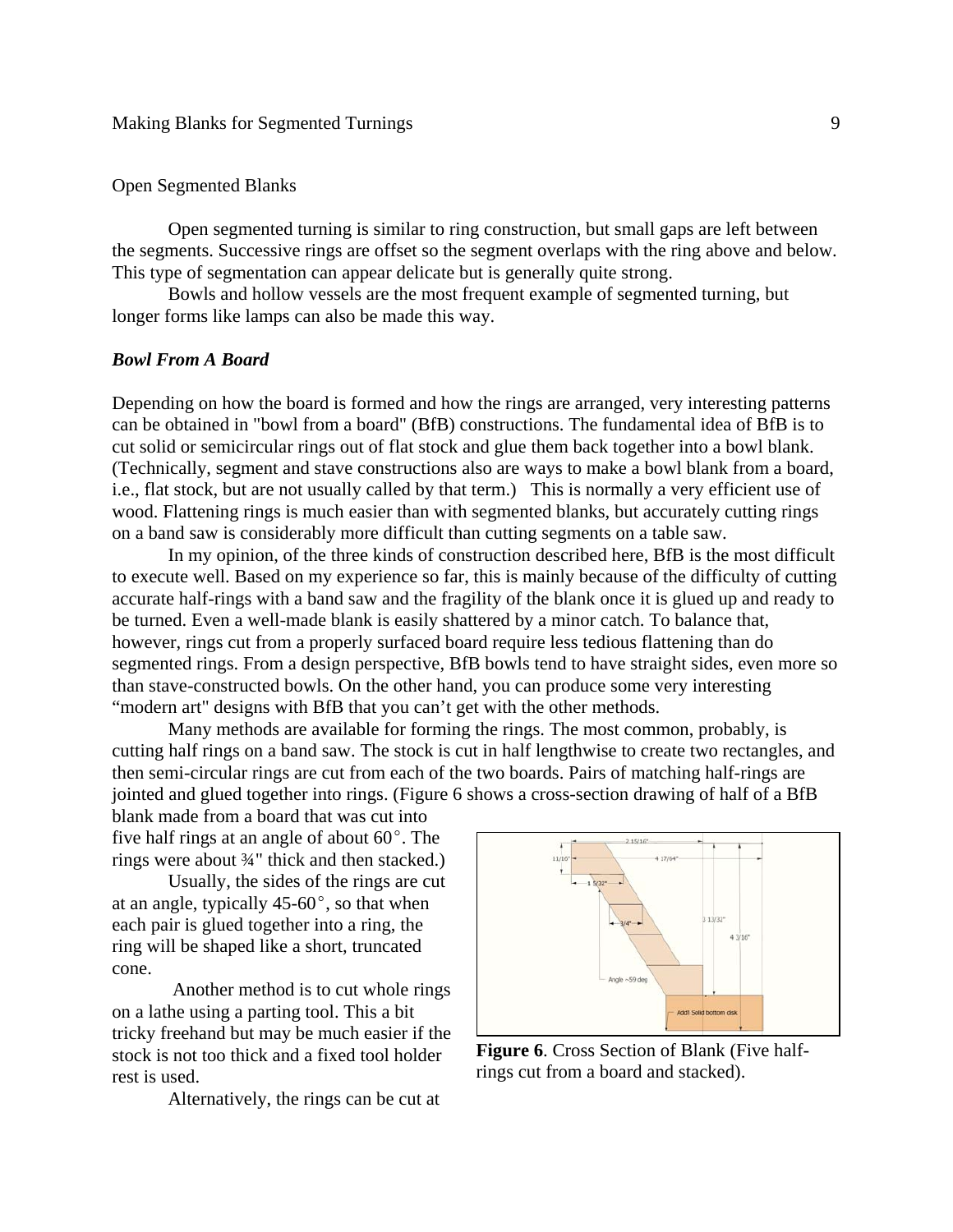Open Segmented Blanks

Open segmented turning is similar to ring construction, but small gaps are left between the segments. Successive rings are offset so the segment overlaps with the ring above and below. This type of segmentation can appear delicate but is generally quite strong.

Bowls and hollow vessels are the most frequent example of segmented turning, but longer forms like lamps can also be made this way.

***Bowl From A Board***

Depending on how the board is formed and how the rings are arranged, very interesting patterns can be obtained in "bowl from a board" (BfB) constructions. The fundamental idea of BfB is to cut solid or semicircular rings out of flat stock and glue them back together into a bowl blank. (Technically, segment and stave constructions also are ways to make a bowl blank from a board, i.e., flat stock, but are not usually called by that term.) This is normally a very efficient use of wood. Flattening rings is much easier than with segmented blanks, but accurately cutting rings on a band saw is considerably more difficult than cutting segments on a table saw.

In my opinion, of the three kinds of construction described here, BfB is the most difficult to execute well. Based on my experience so far, this is mainly because of the difficulty of cutting accurate half-rings with a band saw and the fragility of the blank once it is glued up and ready to be turned. Even a well-made blank is easily shattered by a minor catch. To balance that, however, rings cut from a properly surfaced board require less tedious flattening than do segmented rings. From a design perspective, BfB bowls tend to have straight sides, even more so than stave-constructed bowls. On the other hand, you can produce some very interesting "modern art" designs with BfB that you can't get with the other methods.

Many methods are available for forming the rings. The most common, probably, is cutting half rings on a band saw. The stock is cut in half lengthwise to create two rectangles, and then semi-circular rings are cut from each of the two boards. Pairs of matching half-rings are jointed and glued together into rings. (Figure 6 shows a cross-section drawing of half of a BfB blank made from a board that was cut into five half rings at an angle of about 60°. The rings were about ¾" thick and then stacked.)

Usually, the sides of the rings are cut at an angle, typically 45-60°, so that when each pair is glued together into a ring, the ring will be shaped like a short, truncated cone.

Another method is to cut whole rings on a lathe using a parting tool. This a bit tricky freehand but may be much easier if the stock is not too thick and a fixed tool holder rest is used.

**Figure 6**. Cross Section of Blank (Five half-rings cut from a board and stacked).

Alternatively, the rings can be cut at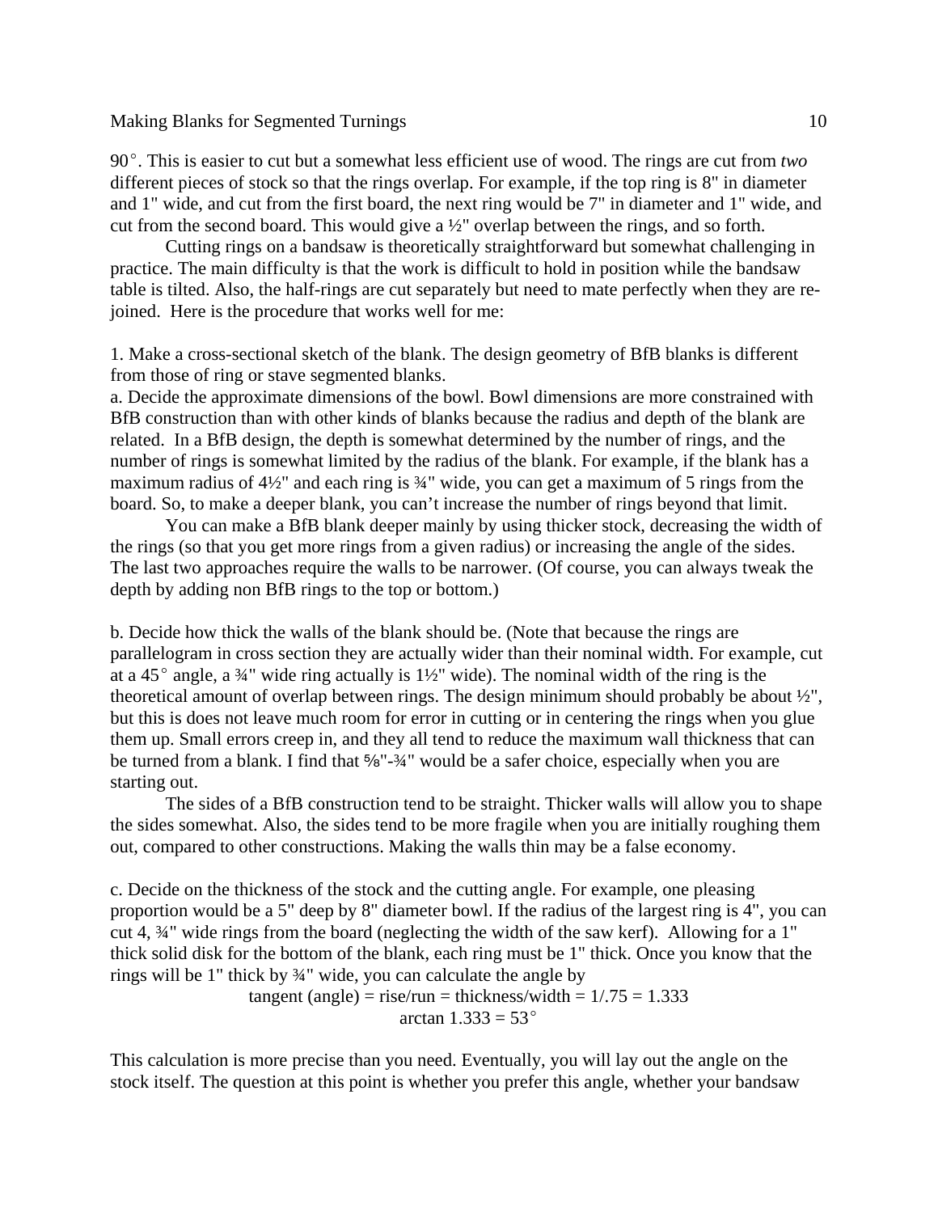90°. This is easier to cut but a somewhat less efficient use of wood. The rings are cut from *two* different pieces of stock so that the rings overlap. For example, if the top ring is 8" in diameter and 1" wide, and cut from the first board, the next ring would be 7" in diameter and 1" wide, and cut from the second board. This would give a ½" overlap between the rings, and so forth.

Cutting rings on a bandsaw is theoretically straightforward but somewhat challenging in practice. The main difficulty is that the work is difficult to hold in position while the bandsaw table is tilted. Also, the half-rings are cut separately but need to mate perfectly when they are re-joined. Here is the procedure that works well for me:

1. Make a cross-sectional sketch of the blank. The design geometry of BfB blanks is different from those of ring or stave segmented blanks.

a. Decide the approximate dimensions of the bowl. Bowl dimensions are more constrained with BfB construction than with other kinds of blanks because the radius and depth of the blank are related. In a BfB design, the depth is somewhat determined by the number of rings, and the number of rings is somewhat limited by the radius of the blank. For example, if the blank has a maximum radius of 4½" and each ring is ¾" wide, you can get a maximum of 5 rings from the board. So, to make a deeper blank, you can't increase the number of rings beyond that limit.

You can make a BfB blank deeper mainly by using thicker stock, decreasing the width of the rings (so that you get more rings from a given radius) or increasing the angle of the sides. The last two approaches require the walls to be narrower. (Of course, you can always tweak the depth by adding non BfB rings to the top or bottom.)

b. Decide how thick the walls of the blank should be. (Note that because the rings are parallelogram in cross section they are actually wider than their nominal width. For example, cut at a 45° angle, a ¾" wide ring actually is 1½" wide). The nominal width of the ring is the theoretical amount of overlap between rings. The design minimum should probably be about ½", but this is does not leave much room for error in cutting or in centering the rings when you glue them up. Small errors creep in, and they all tend to reduce the maximum wall thickness that can be turned from a blank. I find that ⅝"-¾" would be a safer choice, especially when you are starting out.

The sides of a BfB construction tend to be straight. Thicker walls will allow you to shape the sides somewhat. Also, the sides tend to be more fragile when you are initially roughing them out, compared to other constructions. Making the walls thin may be a false economy.

c. Decide on the thickness of the stock and the cutting angle. For example, one pleasing proportion would be a 5" deep by 8" diameter bowl. If the radius of the largest ring is 4", you can cut 4, ¾" wide rings from the board (neglecting the width of the saw kerf). Allowing for a 1" thick solid disk for the bottom of the blank, each ring must be 1" thick. Once you know that the rings will be 1" thick by ¾" wide, you can calculate the angle by

$$\text{tangent (angle)} = \text{rise/run} = \text{thickness/width} = 1/.75 = 1.333$$
$$\arctan 1.333 = 53^\circ$$

This calculation is more precise than you need. Eventually, you will lay out the angle on the stock itself. The question at this point is whether you prefer this angle, whether your bandsaw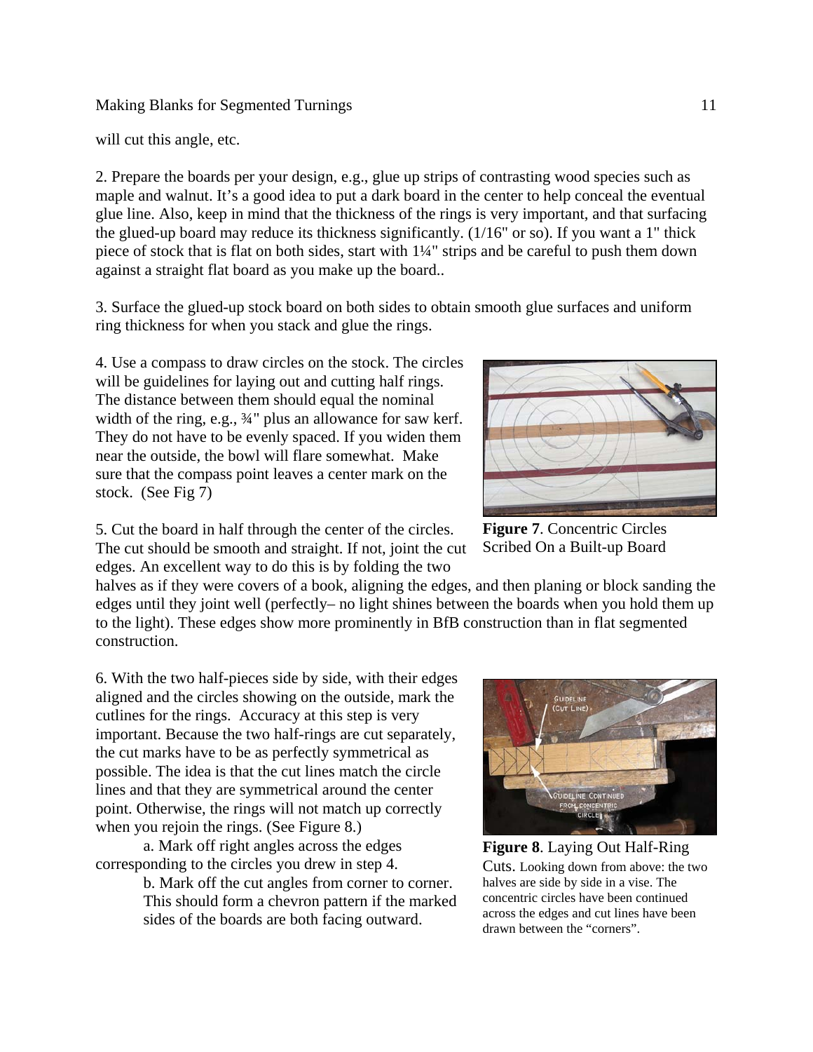will cut this angle, etc.

2. Prepare the boards per your design, e.g., glue up strips of contrasting wood species such as maple and walnut. It's a good idea to put a dark board in the center to help conceal the eventual glue line. Also, keep in mind that the thickness of the rings is very important, and that surfacing the glued-up board may reduce its thickness significantly. (1/16" or so). If you want a 1" thick piece of stock that is flat on both sides, start with 1¼" strips and be careful to push them down against a straight flat board as you make up the board..

3. Surface the glued-up stock board on both sides to obtain smooth glue surfaces and uniform ring thickness for when you stack and glue the rings.

4. Use a compass to draw circles on the stock. The circles will be guidelines for laying out and cutting half rings. The distance between them should equal the nominal width of the ring, e.g., ¾" plus an allowance for saw kerf. They do not have to be evenly spaced. If you widen them near the outside, the bowl will flare somewhat. Make sure that the compass point leaves a center mark on the stock. (See Fig 7)

**Figure 7**. Concentric Circles Scribed On a Built-up Board

5. Cut the board in half through the center of the circles. The cut should be smooth and straight. If not, joint the cut edges. An excellent way to do this is by folding the two halves as if they were covers of a book, aligning the edges, and then planing or block sanding the edges until they joint well (perfectly– no light shines between the boards when you hold them up to the light). These edges show more prominently in BfB construction than in flat segmented construction.

6. With the two half-pieces side by side, with their edges aligned and the circles showing on the outside, mark the cutlines for the rings. Accuracy at this step is very important. Because the two half-rings are cut separately, the cut marks have to be as perfectly symmetrical as possible. The idea is that the cut lines match the circle lines and that they are symmetrical around the center point. Otherwise, the rings will not match up correctly when you rejoin the rings. (See Figure 8.)

a. Mark off right angles across the edges corresponding to the circles you drew in step 4.

b. Mark off the cut angles from corner to corner. This should form a chevron pattern if the marked sides of the boards are both facing outward.

**Figure 8**. Laying Out Half-Ring Cuts. Looking down from above: the two halves are side by side in a vise. The concentric circles have been continued across the edges and cut lines have been drawn between the "corners".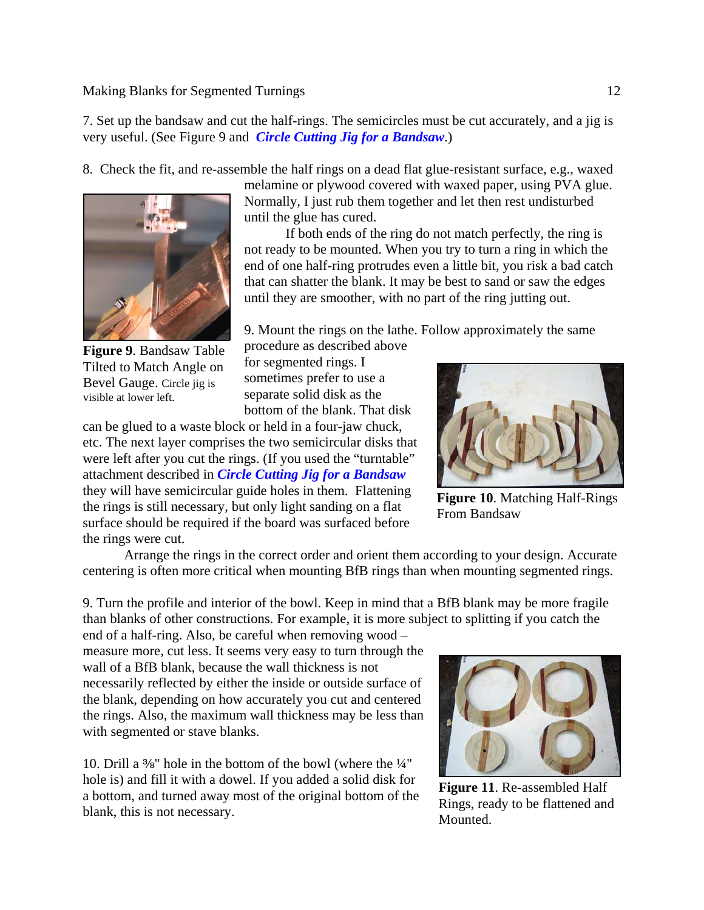7. Set up the bandsaw and cut the half-rings. The semicircles must be cut accurately, and a jig is very useful. (See Figure 9 and ***Circle Cutting Jig for a Bandsaw***.)

8. Check the fit, and re-assemble the half rings on a dead flat glue-resistant surface, e.g., waxed melamine or plywood covered with waxed paper, using PVA glue. Normally, I just rub them together and let then rest undisturbed until the glue has cured.

If both ends of the ring do not match perfectly, the ring is not ready to be mounted. When you try to turn a ring in which the end of one half-ring protrudes even a little bit, you risk a bad catch that can shatter the blank. It may be best to sand or saw the edges until they are smoother, with no part of the ring jutting out.

**Figure 9**. Bandsaw Table Tilted to Match Angle on Bevel Gauge. Circle jig is visible at lower left.

9. Mount the rings on the lathe. Follow approximately the same procedure as described above for segmented rings. I sometimes prefer to use a separate solid disk as the bottom of the blank. That disk can be glued to a waste block or held in a four-jaw chuck, etc. The next layer comprises the two semicircular disks that were left after you cut the rings. (If you used the "turntable" attachment described in ***Circle Cutting Jig for a Bandsaw*** they will have semicircular guide holes in them. Flattening the rings is still necessary, but only light sanding on a flat surface should be required if the board was surfaced before the rings were cut.

**Figure 10**. Matching Half-Rings From Bandsaw

Arrange the rings in the correct order and orient them according to your design. Accurate centering is often more critical when mounting BfB rings than when mounting segmented rings.

9. Turn the profile and interior of the bowl. Keep in mind that a BfB blank may be more fragile than blanks of other constructions. For example, it is more subject to splitting if you catch the end of a half-ring. Also, be careful when removing wood – measure more, cut less. It seems very easy to turn through the wall of a BfB blank, because the wall thickness is not necessarily reflected by either the inside or outside surface of the blank, depending on how accurately you cut and centered the rings. Also, the maximum wall thickness may be less than with segmented or stave blanks.

10. Drill a ⅜" hole in the bottom of the bowl (where the ¼" hole is) and fill it with a dowel. If you added a solid disk for a bottom, and turned away most of the original bottom of the blank, this is not necessary.

**Figure 11**. Re-assembled Half Rings, ready to be flattened and Mounted.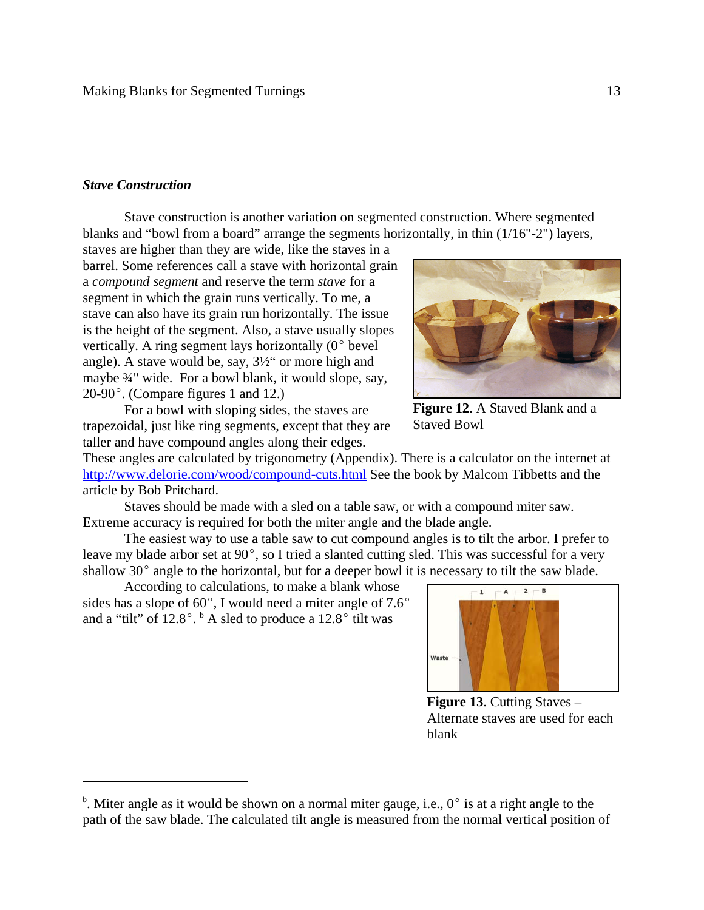### *Stave Construction*

Stave construction is another variation on segmented construction. Where segmented blanks and "bowl from a board" arrange the segments horizontally, in thin (1/16"-2") layers, staves are higher than they are wide, like the staves in a barrel. Some references call a stave with horizontal grain a *compound segment* and reserve the term *stave* for a segment in which the grain runs vertically. To me, a stave can also have its grain run horizontally. The issue is the height of the segment. Also, a stave usually slopes vertically. A ring segment lays horizontally (0° bevel angle). A stave would be, say, 3½" or more high and maybe ¾" wide. For a bowl blank, it would slope, say, 20-90°. (Compare figures 1 and 12.)

**Figure 12**. A Staved Blank and a Staved Bowl

For a bowl with sloping sides, the staves are trapezoidal, just like ring segments, except that they are taller and have compound angles along their edges. These angles are calculated by trigonometry (Appendix). There is a calculator on the internet at [http://www.delorie.com/wood/compound-cuts.html](http://www.delorie.com/wood/compound-cuts.html) See the book by Malcom Tibbetts and the article by Bob Pritchard.

Staves should be made with a sled on a table saw, or with a compound miter saw. Extreme accuracy is required for both the miter angle and the blade angle.

The easiest way to use a table saw to cut compound angles is to tilt the arbor. I prefer to leave my blade arbor set at 90°, so I tried a slanted cutting sled. This was successful for a very shallow 30° angle to the horizontal, but for a deeper bowl it is necessary to tilt the saw blade.

According to calculations, to make a blank whose sides has a slope of 60°, I would need a miter angle of 7.6° and a "tilt" of 12.8°. [b] A sled to produce a 12.8° tilt was

**Figure 13**. Cutting Staves – Alternate staves are used for each blank

[b]. Miter angle as it would be shown on a normal miter gauge, i.e., 0° is at a right angle to the path of the saw blade. The calculated tilt angle is measured from the normal vertical position of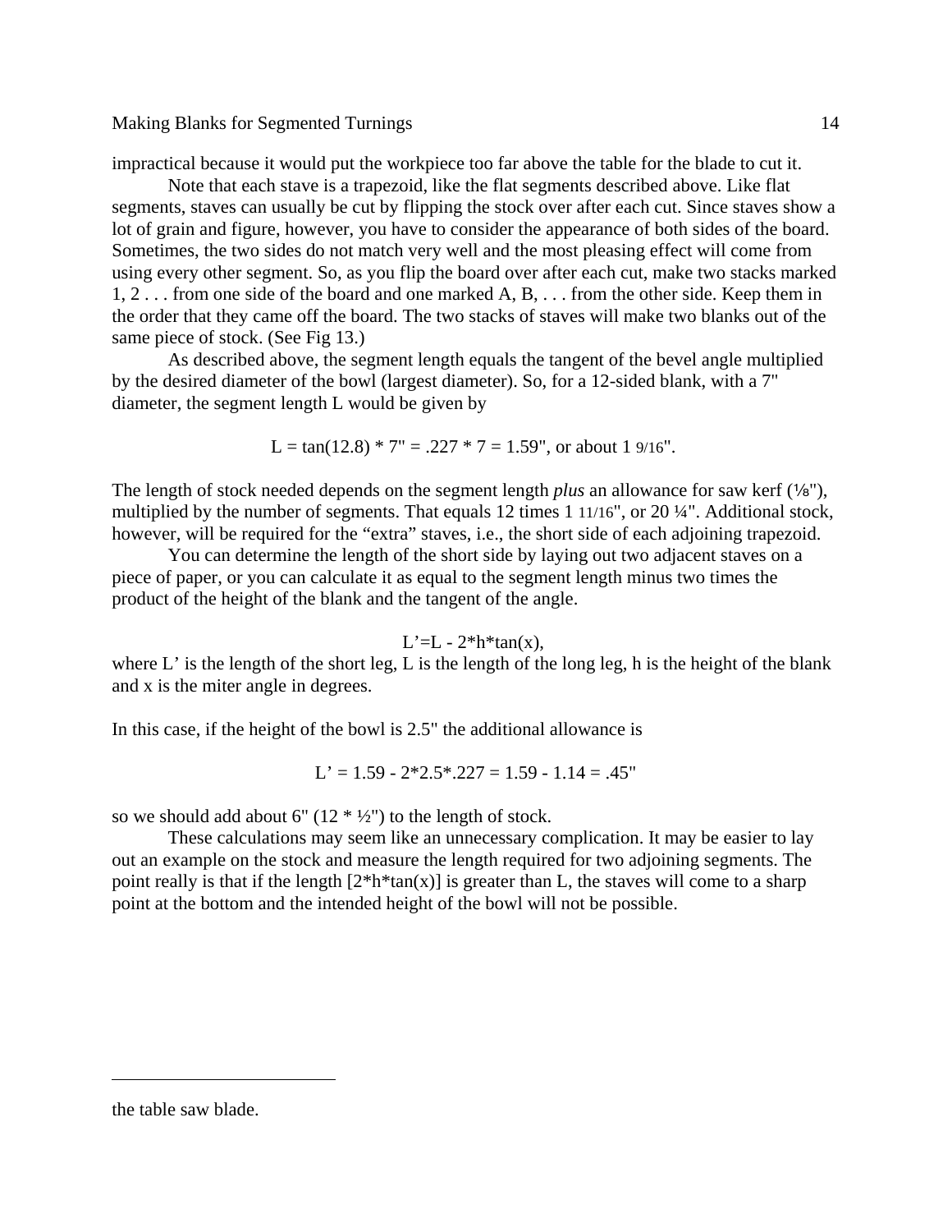impractical because it would put the workpiece too far above the table for the blade to cut it.

Note that each stave is a trapezoid, like the flat segments described above. Like flat segments, staves can usually be cut by flipping the stock over after each cut. Since staves show a lot of grain and figure, however, you have to consider the appearance of both sides of the board. Sometimes, the two sides do not match very well and the most pleasing effect will come from using every other segment. So, as you flip the board over after each cut, make two stacks marked 1, 2 . . . from one side of the board and one marked A, B, . . . from the other side. Keep them in the order that they came off the board. The two stacks of staves will make two blanks out of the same piece of stock. (See Fig 13.)

As described above, the segment length equals the tangent of the bevel angle multiplied by the desired diameter of the bowl (largest diameter). So, for a 12-sided blank, with a 7" diameter, the segment length L would be given by

$$L = \tan(12.8) * 7" = .227 * 7 = 1.59", \text{ or about } 1\ 9/16".$$

The length of stock needed depends on the segment length *plus* an allowance for saw kerf (⅛"), multiplied by the number of segments. That equals 12 times 1 11/16", or 20 ¼". Additional stock, however, will be required for the "extra" staves, i.e., the short side of each adjoining trapezoid.

You can determine the length of the short side by laying out two adjacent staves on a piece of paper, or you can calculate it as equal to the segment length minus two times the product of the height of the blank and the tangent of the angle.

$$L' = L - 2*h*\tan(x),$$

where L' is the length of the short leg, L is the length of the long leg, h is the height of the blank and x is the miter angle in degrees.

In this case, if the height of the bowl is 2.5" the additional allowance is

$$L' = 1.59 - 2*2.5*.227 = 1.59 - 1.14 = .45"$$

so we should add about 6" (12 * ½") to the length of stock.

These calculations may seem like an unnecessary complication. It may be easier to lay out an example on the stock and measure the length required for two adjoining segments. The point really is that if the length [2*h*tan(x)] is greater than L, the staves will come to a sharp point at the bottom and the intended height of the bowl will not be possible.

---

the table saw blade.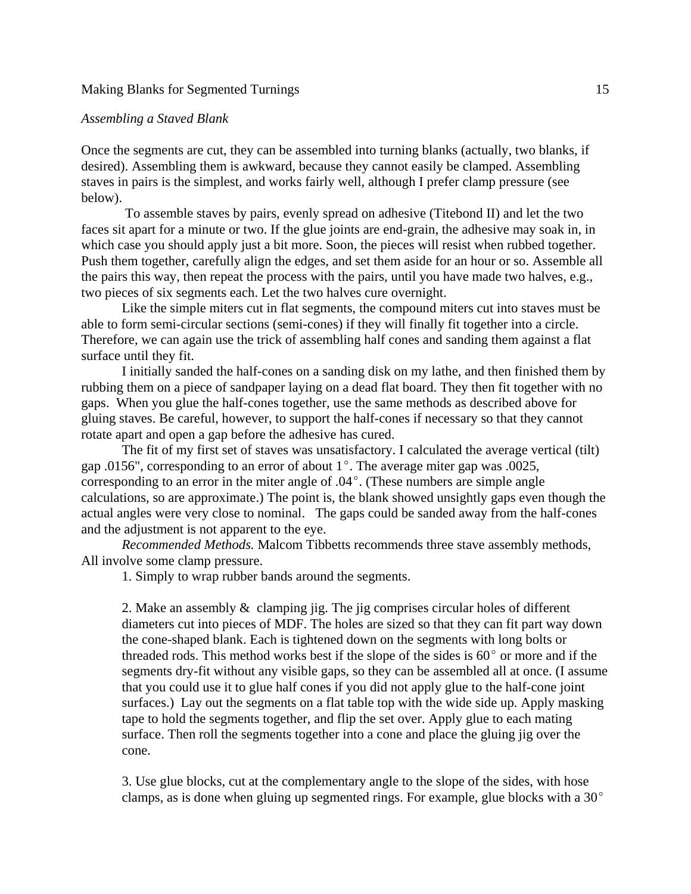*Assembling a Staved Blank*

Once the segments are cut, they can be assembled into turning blanks (actually, two blanks, if desired). Assembling them is awkward, because they cannot easily be clamped. Assembling staves in pairs is the simplest, and works fairly well, although I prefer clamp pressure (see below).

To assemble staves by pairs, evenly spread on adhesive (Titebond II) and let the two faces sit apart for a minute or two. If the glue joints are end-grain, the adhesive may soak in, in which case you should apply just a bit more. Soon, the pieces will resist when rubbed together. Push them together, carefully align the edges, and set them aside for an hour or so. Assemble all the pairs this way, then repeat the process with the pairs, until you have made two halves, e.g., two pieces of six segments each. Let the two halves cure overnight.

Like the simple miters cut in flat segments, the compound miters cut into staves must be able to form semi-circular sections (semi-cones) if they will finally fit together into a circle. Therefore, we can again use the trick of assembling half cones and sanding them against a flat surface until they fit.

I initially sanded the half-cones on a sanding disk on my lathe, and then finished them by rubbing them on a piece of sandpaper laying on a dead flat board. They then fit together with no gaps. When you glue the half-cones together, use the same methods as described above for gluing staves. Be careful, however, to support the half-cones if necessary so that they cannot rotate apart and open a gap before the adhesive has cured.

The fit of my first set of staves was unsatisfactory. I calculated the average vertical (tilt) gap .0156", corresponding to an error of about 1°. The average miter gap was .0025, corresponding to an error in the miter angle of .04°. (These numbers are simple angle calculations, so are approximate.) The point is, the blank showed unsightly gaps even though the actual angles were very close to nominal. The gaps could be sanded away from the half-cones and the adjustment is not apparent to the eye.

*Recommended Methods.* Malcom Tibbetts recommends three stave assembly methods, All involve some clamp pressure.

1. Simply to wrap rubber bands around the segments.

2. Make an assembly & clamping jig. The jig comprises circular holes of different diameters cut into pieces of MDF. The holes are sized so that they can fit part way down the cone-shaped blank. Each is tightened down on the segments with long bolts or threaded rods. This method works best if the slope of the sides is 60° or more and if the segments dry-fit without any visible gaps, so they can be assembled all at once. (I assume that you could use it to glue half cones if you did not apply glue to the half-cone joint surfaces.) Lay out the segments on a flat table top with the wide side up. Apply masking tape to hold the segments together, and flip the set over. Apply glue to each mating surface. Then roll the segments together into a cone and place the gluing jig over the cone.

3. Use glue blocks, cut at the complementary angle to the slope of the sides, with hose clamps, as is done when gluing up segmented rings. For example, glue blocks with a 30°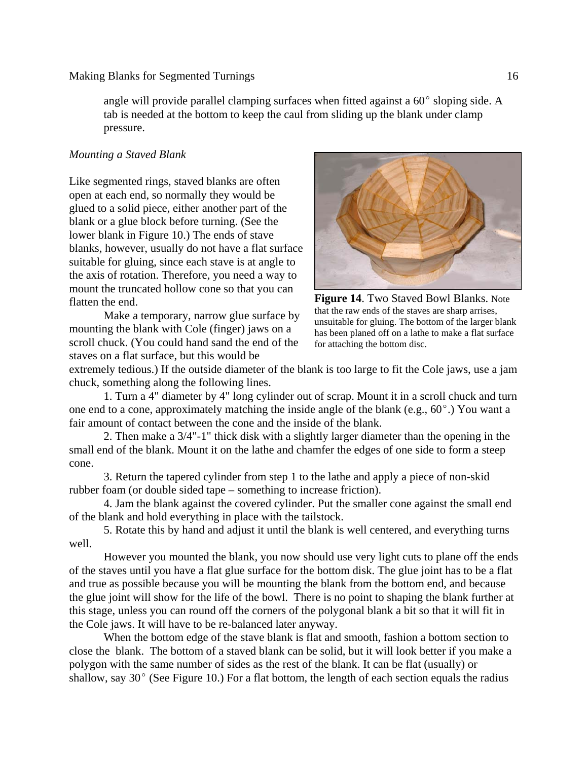angle will provide parallel clamping surfaces when fitted against a 60° sloping side. A tab is needed at the bottom to keep the caul from sliding up the blank under clamp pressure.

*Mounting a Staved Blank*

Like segmented rings, staved blanks are often open at each end, so normally they would be glued to a solid piece, either another part of the blank or a glue block before turning. (See the lower blank in Figure 10.) The ends of stave blanks, however, usually do not have a flat surface suitable for gluing, since each stave is at angle to the axis of rotation. Therefore, you need a way to mount the truncated hollow cone so that you can flatten the end.

**Figure 14**. Two Staved Bowl Blanks. Note that the raw ends of the staves are sharp arrises, unsuitable for gluing. The bottom of the larger blank has been planed off on a lathe to make a flat surface for attaching the bottom disc.

Make a temporary, narrow glue surface by mounting the blank with Cole (finger) jaws on a scroll chuck. (You could hand sand the end of the staves on a flat surface, but this would be extremely tedious.) If the outside diameter of the blank is too large to fit the Cole jaws, use a jam chuck, something along the following lines.

1. Turn a 4" diameter by 4" long cylinder out of scrap. Mount it in a scroll chuck and turn one end to a cone, approximately matching the inside angle of the blank (e.g., 60°.) You want a fair amount of contact between the cone and the inside of the blank.

2. Then make a 3/4"-1" thick disk with a slightly larger diameter than the opening in the small end of the blank. Mount it on the lathe and chamfer the edges of one side to form a steep cone.

3. Return the tapered cylinder from step 1 to the lathe and apply a piece of non-skid rubber foam (or double sided tape – something to increase friction).

4. Jam the blank against the covered cylinder. Put the smaller cone against the small end of the blank and hold everything in place with the tailstock.

5. Rotate this by hand and adjust it until the blank is well centered, and everything turns well.

However you mounted the blank, you now should use very light cuts to plane off the ends of the staves until you have a flat glue surface for the bottom disk. The glue joint has to be a flat and true as possible because you will be mounting the blank from the bottom end, and because the glue joint will show for the life of the bowl. There is no point to shaping the blank further at this stage, unless you can round off the corners of the polygonal blank a bit so that it will fit in the Cole jaws. It will have to be re-balanced later anyway.

When the bottom edge of the stave blank is flat and smooth, fashion a bottom section to close the blank. The bottom of a staved blank can be solid, but it will look better if you make a polygon with the same number of sides as the rest of the blank. It can be flat (usually) or shallow, say 30° (See Figure 10.) For a flat bottom, the length of each section equals the radius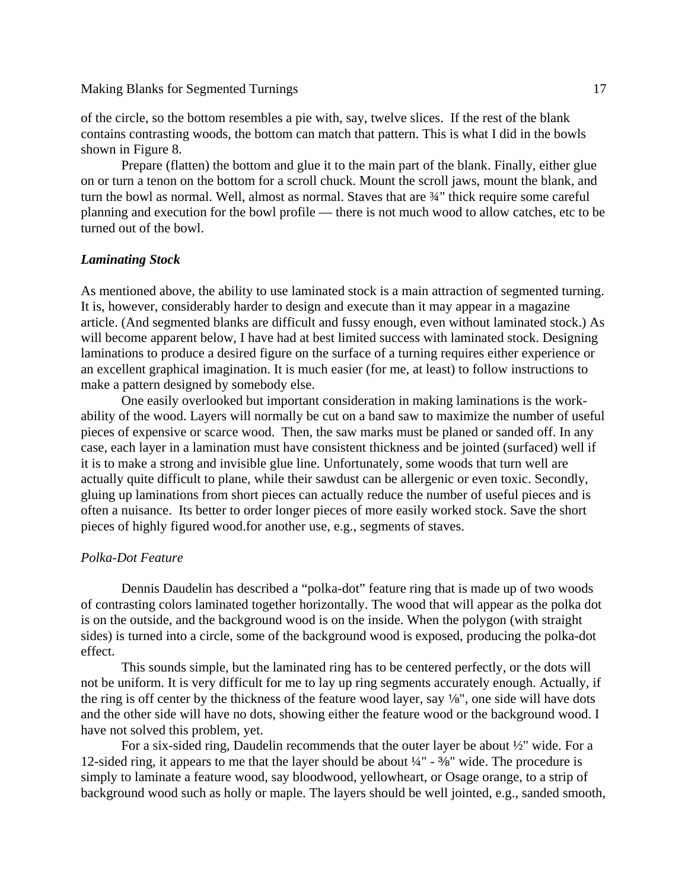of the circle, so the bottom resembles a pie with, say, twelve slices. If the rest of the blank contains contrasting woods, the bottom can match that pattern. This is what I did in the bowls shown in Figure 8.

Prepare (flatten) the bottom and glue it to the main part of the blank. Finally, either glue on or turn a tenon on the bottom for a scroll chuck. Mount the scroll jaws, mount the blank, and turn the bowl as normal. Well, almost as normal. Staves that are ¾" thick require some careful planning and execution for the bowl profile — there is not much wood to allow catches, etc to be turned out of the bowl.

### *Laminating Stock*

As mentioned above, the ability to use laminated stock is a main attraction of segmented turning. It is, however, considerably harder to design and execute than it may appear in a magazine article. (And segmented blanks are difficult and fussy enough, even without laminated stock.) As will become apparent below, I have had at best limited success with laminated stock. Designing laminations to produce a desired figure on the surface of a turning requires either experience or an excellent graphical imagination. It is much easier (for me, at least) to follow instructions to make a pattern designed by somebody else.

One easily overlooked but important consideration in making laminations is the work-ability of the wood. Layers will normally be cut on a band saw to maximize the number of useful pieces of expensive or scarce wood. Then, the saw marks must be planed or sanded off. In any case, each layer in a lamination must have consistent thickness and be jointed (surfaced) well if it is to make a strong and invisible glue line. Unfortunately, some woods that turn well are actually quite difficult to plane, while their sawdust can be allergenic or even toxic. Secondly, gluing up laminations from short pieces can actually reduce the number of useful pieces and is often a nuisance. Its better to order longer pieces of more easily worked stock. Save the short pieces of highly figured wood.for another use, e.g., segments of staves.

#### *Polka-Dot Feature*

Dennis Daudelin has described a "polka-dot" feature ring that is made up of two woods of contrasting colors laminated together horizontally. The wood that will appear as the polka dot is on the outside, and the background wood is on the inside. When the polygon (with straight sides) is turned into a circle, some of the background wood is exposed, producing the polka-dot effect.

This sounds simple, but the laminated ring has to be centered perfectly, or the dots will not be uniform. It is very difficult for me to lay up ring segments accurately enough. Actually, if the ring is off center by the thickness of the feature wood layer, say ⅛", one side will have dots and the other side will have no dots, showing either the feature wood or the background wood. I have not solved this problem, yet.

For a six-sided ring, Daudelin recommends that the outer layer be about ½" wide. For a 12-sided ring, it appears to me that the layer should be about ¼" - ⅜" wide. The procedure is simply to laminate a feature wood, say bloodwood, yellowheart, or Osage orange, to a strip of background wood such as holly or maple. The layers should be well jointed, e.g., sanded smooth,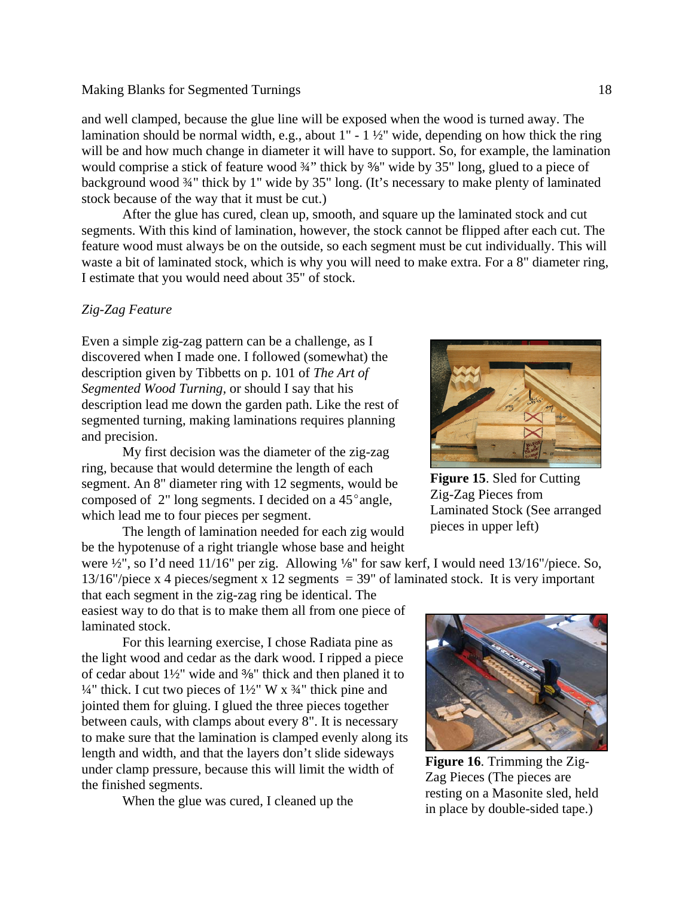and well clamped, because the glue line will be exposed when the wood is turned away. The lamination should be normal width, e.g., about 1" - 1 ½" wide, depending on how thick the ring will be and how much change in diameter it will have to support. So, for example, the lamination would comprise a stick of feature wood ¾" thick by ⅝" wide by 35" long, glued to a piece of background wood ¾" thick by 1" wide by 35" long. (It's necessary to make plenty of laminated stock because of the way that it must be cut.)

After the glue has cured, clean up, smooth, and square up the laminated stock and cut segments. With this kind of lamination, however, the stock cannot be flipped after each cut. The feature wood must always be on the outside, so each segment must be cut individually. This will waste a bit of laminated stock, which is why you will need to make extra. For a 8" diameter ring, I estimate that you would need about 35" of stock.

*Zig-Zag Feature*

Even a simple zig-zag pattern can be a challenge, as I discovered when I made one. I followed (somewhat) the description given by Tibbetts on p. 101 of *The Art of Segmented Wood Turning*, or should I say that his description lead me down the garden path. Like the rest of segmented turning, making laminations requires planning and precision.

My first decision was the diameter of the zig-zag ring, because that would determine the length of each segment. An 8" diameter ring with 12 segments, would be composed of 2" long segments. I decided on a 45° angle, which lead me to four pieces per segment.

The length of lamination needed for each zig would be the hypotenuse of a right triangle whose base and height were ½", so I'd need 11/16" per zig. Allowing ⅛" for saw kerf, I would need 13/16"/piece. So, 13/16"/piece x 4 pieces/segment x 12 segments = 39" of laminated stock. It is very important that each segment in the zig-zag ring be identical. The easiest way to do that is to make them all from one piece of laminated stock.

For this learning exercise, I chose Radiata pine as the light wood and cedar as the dark wood. I ripped a piece of cedar about 1½" wide and ⅜" thick and then planed it to ¼" thick. I cut two pieces of 1½" W x ¾" thick pine and jointed them for gluing. I glued the three pieces together between cauls, with clamps about every 8". It is necessary to make sure that the lamination is clamped evenly along its length and width, and that the layers don't slide sideways under clamp pressure, because this will limit the width of the finished segments.

When the glue was cured, I cleaned up the

**Figure 15**. Sled for Cutting Zig-Zag Pieces from Laminated Stock (See arranged pieces in upper left)

**Figure 16**. Trimming the Zig-Zag Pieces (The pieces are resting on a Masonite sled, held in place by double-sided tape.)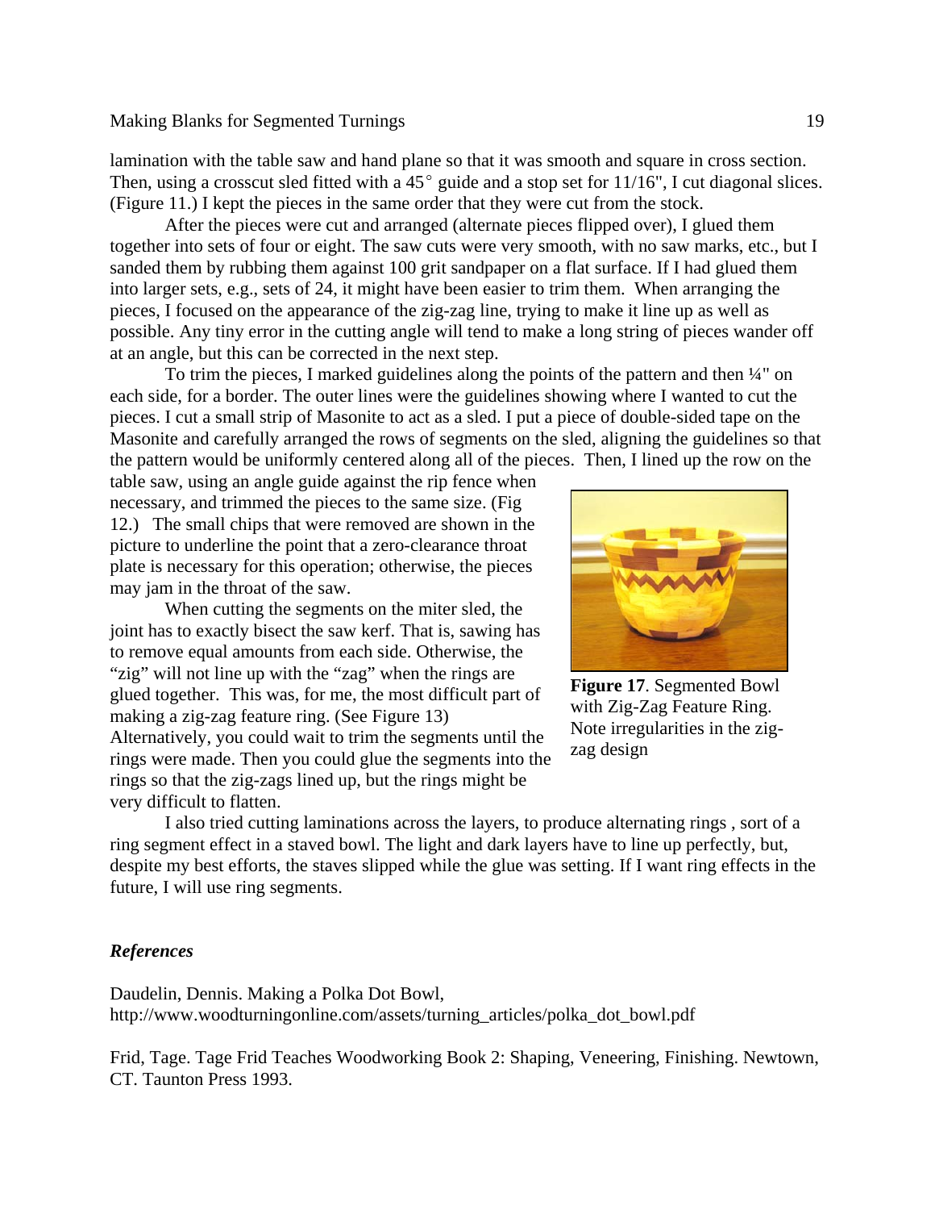lamination with the table saw and hand plane so that it was smooth and square in cross section. Then, using a crosscut sled fitted with a 45° guide and a stop set for 11/16", I cut diagonal slices. (Figure 11.) I kept the pieces in the same order that they were cut from the stock.

After the pieces were cut and arranged (alternate pieces flipped over), I glued them together into sets of four or eight. The saw cuts were very smooth, with no saw marks, etc., but I sanded them by rubbing them against 100 grit sandpaper on a flat surface. If I had glued them into larger sets, e.g., sets of 24, it might have been easier to trim them. When arranging the pieces, I focused on the appearance of the zig-zag line, trying to make it line up as well as possible. Any tiny error in the cutting angle will tend to make a long string of pieces wander off at an angle, but this can be corrected in the next step.

To trim the pieces, I marked guidelines along the points of the pattern and then ¼" on each side, for a border. The outer lines were the guidelines showing where I wanted to cut the pieces. I cut a small strip of Masonite to act as a sled. I put a piece of double-sided tape on the Masonite and carefully arranged the rows of segments on the sled, aligning the guidelines so that the pattern would be uniformly centered along all of the pieces. Then, I lined up the row on the table saw, using an angle guide against the rip fence when necessary, and trimmed the pieces to the same size. (Fig 12.) The small chips that were removed are shown in the picture to underline the point that a zero-clearance throat plate is necessary for this operation; otherwise, the pieces may jam in the throat of the saw.

When cutting the segments on the miter sled, the joint has to exactly bisect the saw kerf. That is, sawing has to remove equal amounts from each side. Otherwise, the "zig" will not line up with the "zag" when the rings are glued together. This was, for me, the most difficult part of making a zig-zag feature ring. (See Figure 13) Alternatively, you could wait to trim the segments until the rings were made. Then you could glue the segments into the rings so that the zig-zags lined up, but the rings might be very difficult to flatten.

**Figure 17**. Segmented Bowl with Zig-Zag Feature Ring. Note irregularities in the zig-zag design

I also tried cutting laminations across the layers, to produce alternating rings , sort of a ring segment effect in a staved bowl. The light and dark layers have to line up perfectly, but, despite my best efforts, the staves slipped while the glue was setting. If I want ring effects in the future, I will use ring segments.

***References***

Daudelin, Dennis. Making a Polka Dot Bowl, http://www.woodturningonline.com/assets/turning_articles/polka_dot_bowl.pdf

Frid, Tage. Tage Frid Teaches Woodworking Book 2: Shaping, Veneering, Finishing. Newtown, CT. Taunton Press 1993.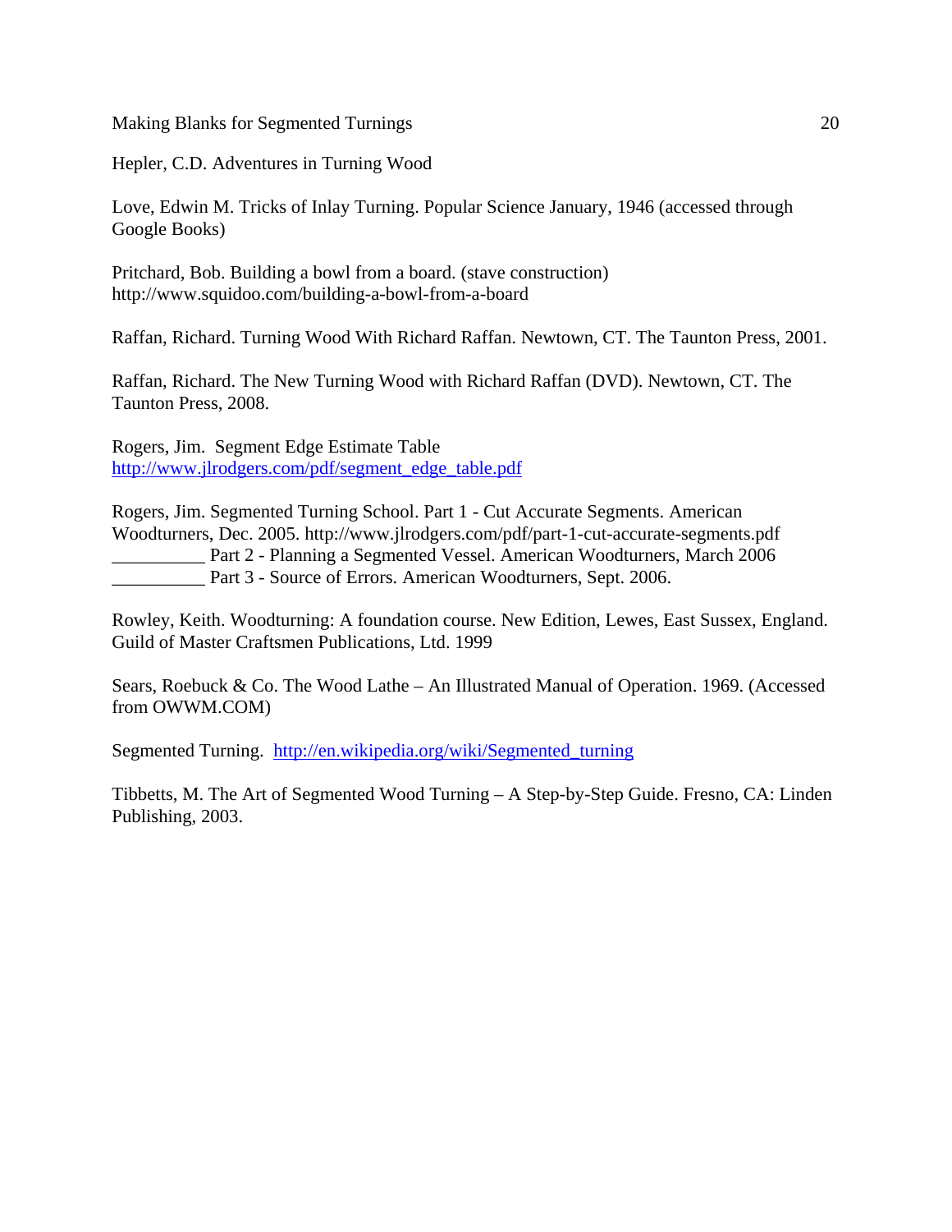Hepler, C.D. Adventures in Turning Wood

Love, Edwin M. Tricks of Inlay Turning. Popular Science January, 1946 (accessed through Google Books)

Pritchard, Bob. Building a bowl from a board. (stave construction) http://www.squidoo.com/building-a-bowl-from-a-board

Raffan, Richard. Turning Wood With Richard Raffan. Newtown, CT. The Taunton Press, 2001.

Raffan, Richard. The New Turning Wood with Richard Raffan (DVD). Newtown, CT. The Taunton Press, 2008.

Rogers, Jim. Segment Edge Estimate Table http://www.jlrodgers.com/pdf/segment_edge_table.pdf

Rogers, Jim. Segmented Turning School. Part 1 - Cut Accurate Segments. American Woodturners, Dec. 2005. http://www.jlrodgers.com/pdf/part-1-cut-accurate-segments.pdf
__________ Part 2 - Planning a Segmented Vessel. American Woodturners, March 2006
__________ Part 3 - Source of Errors. American Woodturners, Sept. 2006.

Rowley, Keith. Woodturning: A foundation course. New Edition, Lewes, East Sussex, England. Guild of Master Craftsmen Publications, Ltd. 1999

Sears, Roebuck & Co. The Wood Lathe – An Illustrated Manual of Operation. 1969. (Accessed from OWWM.COM)

Segmented Turning. http://en.wikipedia.org/wiki/Segmented_turning

Tibbetts, M. The Art of Segmented Wood Turning – A Step-by-Step Guide. Fresno, CA: Linden Publishing, 2003.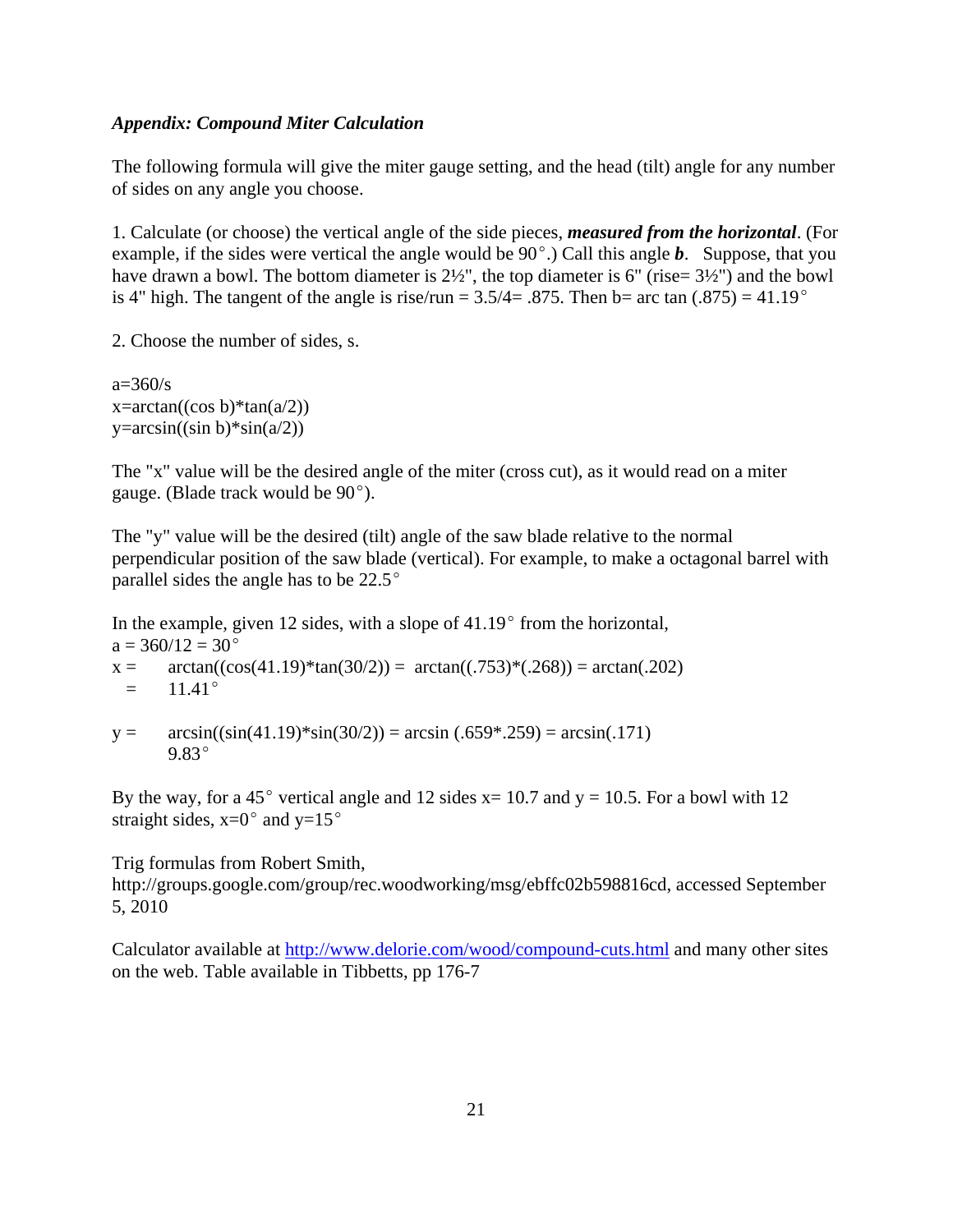## *Appendix: Compound Miter Calculation*

The following formula will give the miter gauge setting, and the head (tilt) angle for any number of sides on any angle you choose.

1. Calculate (or choose) the vertical angle of the side pieces, ***measured from the horizontal***. (For example, if the sides were vertical the angle would be 90°.) Call this angle ***b***. Suppose, that you have drawn a bowl. The bottom diameter is 2½", the top diameter is 6" (rise= 3½") and the bowl is 4" high. The tangent of the angle is rise/run = 3.5/4= .875. Then b= arc tan (.875) = 41.19°

2. Choose the number of sides, s.

$a=360/s$
$x=\arctan((\cos b)*\tan(a/2))$
$y=\arcsin((\sin b)*\sin(a/2))$

The "x" value will be the desired angle of the miter (cross cut), as it would read on a miter gauge. (Blade track would be 90°).

The "y" value will be the desired (tilt) angle of the saw blade relative to the normal perpendicular position of the saw blade (vertical). For example, to make a octagonal barrel with parallel sides the angle has to be 22.5°

In the example, given 12 sides, with a slope of 41.19° from the horizontal,
$a = 360/12 = 30°$
$x = \arctan((\cos(41.19)*\tan(30/2)) = \arctan((.753)*(.268)) = \arctan(.202)$
$= 11.41°$

$y = \arcsin((\sin(41.19)*\sin(30/2)) = \arcsin(.659*.259) = \arcsin(.171)$
$9.83°$

By the way, for a 45° vertical angle and 12 sides x= 10.7 and y = 10.5. For a bowl with 12 straight sides, x=0° and y=15°

Trig formulas from Robert Smith, http://groups.google.com/group/rec.woodworking/msg/ebffc02b598816cd, accessed September 5, 2010

Calculator available at http://www.delorie.com/wood/compound-cuts.html and many other sites on the web. Table available in Tibbetts, pp 176-7